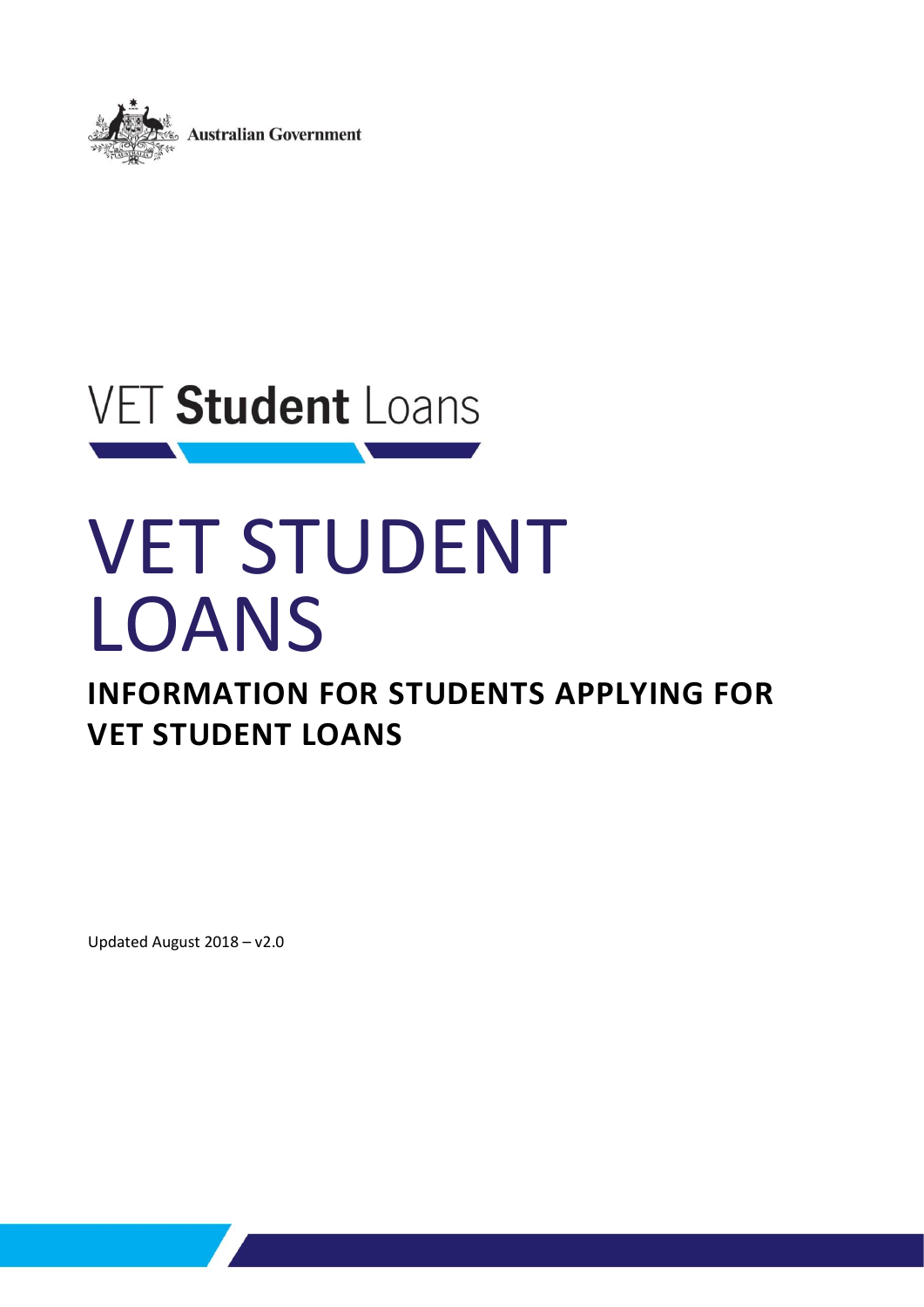Australian Government

VET **Student** Loans

# VET STUDENT LOANS

## INFORMATION FOR STUDENTS APPLYING FOR VET STUDENT LOANS

Updated August 2018 – v2.0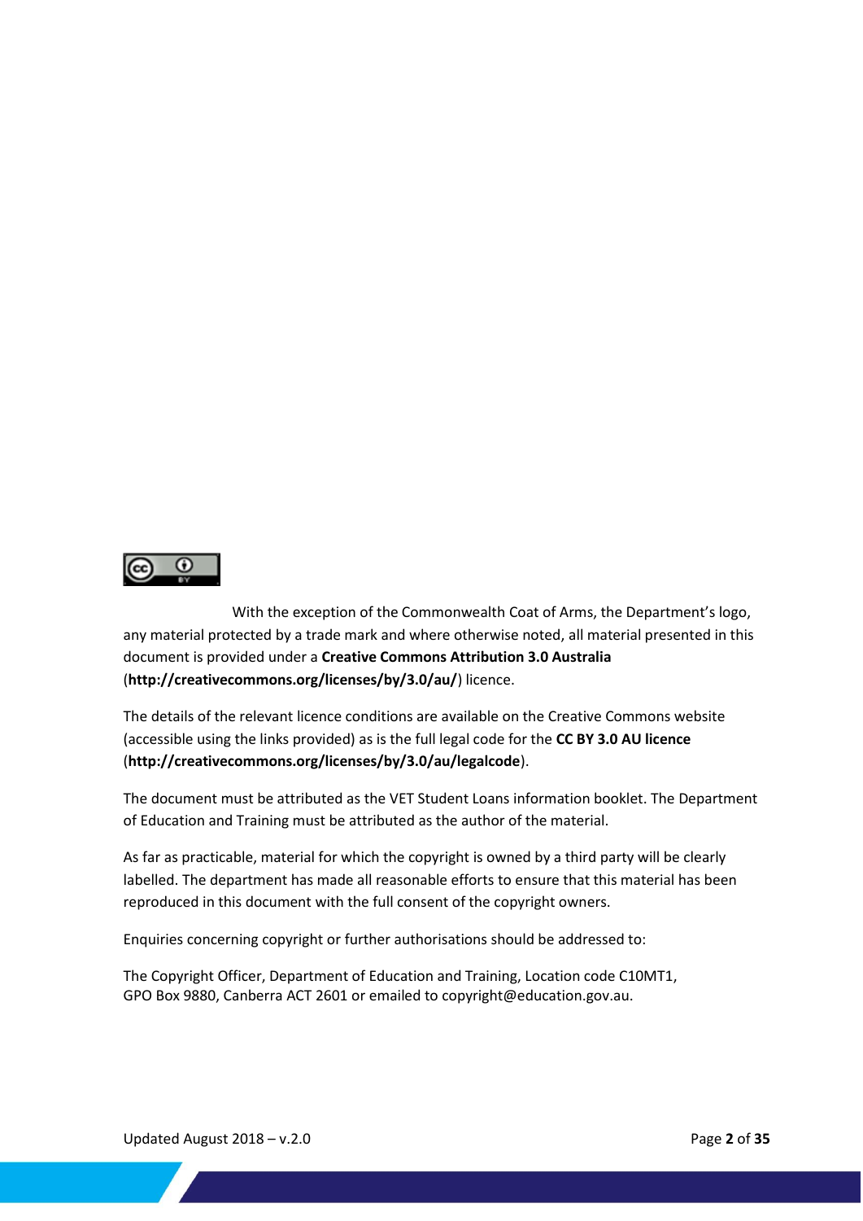With the exception of the Commonwealth Coat of Arms, the Department's logo, any material protected by a trade mark and where otherwise noted, all material presented in this document is provided under a **Creative Commons Attribution 3.0 Australia** (**http://creativecommons.org/licenses/by/3.0/au/**) licence.

The details of the relevant licence conditions are available on the Creative Commons website (accessible using the links provided) as is the full legal code for the **CC BY 3.0 AU licence** (**http://creativecommons.org/licenses/by/3.0/au/legalcode**).

The document must be attributed as the VET Student Loans information booklet. The Department of Education and Training must be attributed as the author of the material.

As far as practicable, material for which the copyright is owned by a third party will be clearly labelled. The department has made all reasonable efforts to ensure that this material has been reproduced in this document with the full consent of the copyright owners.

Enquiries concerning copyright or further authorisations should be addressed to:

The Copyright Officer, Department of Education and Training, Location code C10MT1,
GPO Box 9880, Canberra ACT 2601 or emailed to copyright@education.gov.au.

Updated August 2018 – v.2.0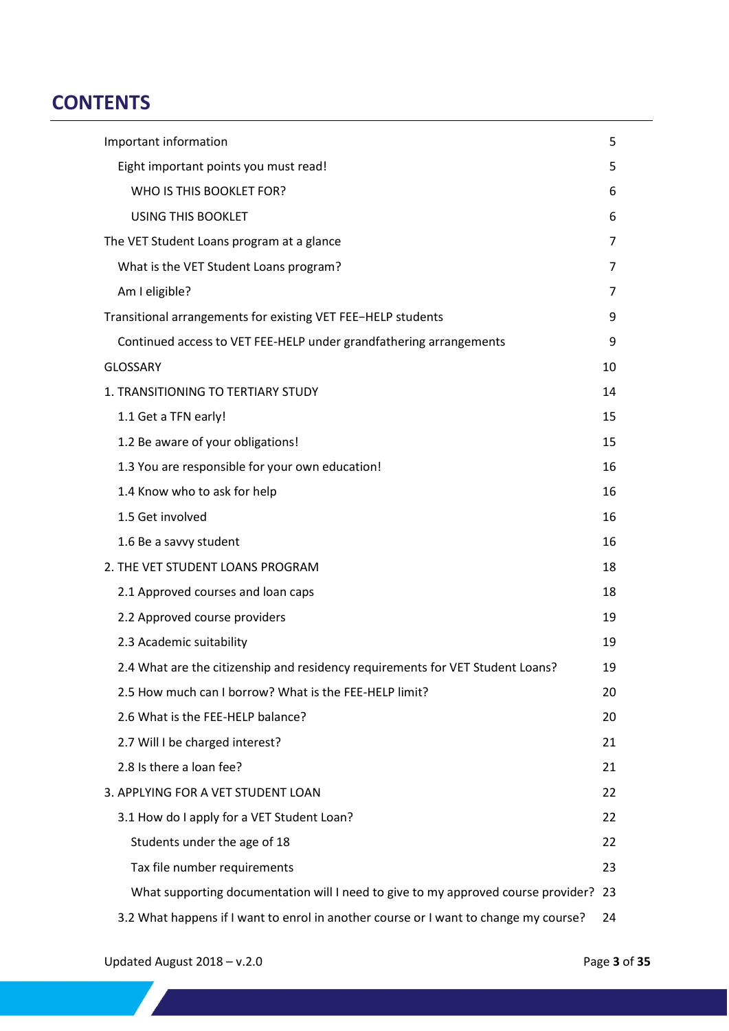# CONTENTS

| | |
|---|---|
| Important information | 5 |
| Eight important points you must read! | 5 |
| WHO IS THIS BOOKLET FOR? | 6 |
| USING THIS BOOKLET | 6 |
| The VET Student Loans program at a glance | 7 |
| What is the VET Student Loans program? | 7 |
| Am I eligible? | 7 |
| Transitional arrangements for existing VET FEE−HELP students | 9 |
| Continued access to VET FEE-HELP under grandfathering arrangements | 9 |
| GLOSSARY | 10 |
| 1. TRANSITIONING TO TERTIARY STUDY | 14 |
| 1.1 Get a TFN early! | 15 |
| 1.2 Be aware of your obligations! | 15 |
| 1.3 You are responsible for your own education! | 16 |
| 1.4 Know who to ask for help | 16 |
| 1.5 Get involved | 16 |
| 1.6 Be a savvy student | 16 |
| 2. THE VET STUDENT LOANS PROGRAM | 18 |
| 2.1 Approved courses and loan caps | 18 |
| 2.2 Approved course providers | 19 |
| 2.3 Academic suitability | 19 |
| 2.4 What are the citizenship and residency requirements for VET Student Loans? | 19 |
| 2.5 How much can I borrow? What is the FEE-HELP limit? | 20 |
| 2.6 What is the FEE-HELP balance? | 20 |
| 2.7 Will I be charged interest? | 21 |
| 2.8 Is there a loan fee? | 21 |
| 3. APPLYING FOR A VET STUDENT LOAN | 22 |
| 3.1 How do I apply for a VET Student Loan? | 22 |
| Students under the age of 18 | 22 |
| Tax file number requirements | 23 |
| What supporting documentation will I need to give to my approved course provider? | 23 |
| 3.2 What happens if I want to enrol in another course or I want to change my course? | 24 |

Updated August 2018 – v.2.0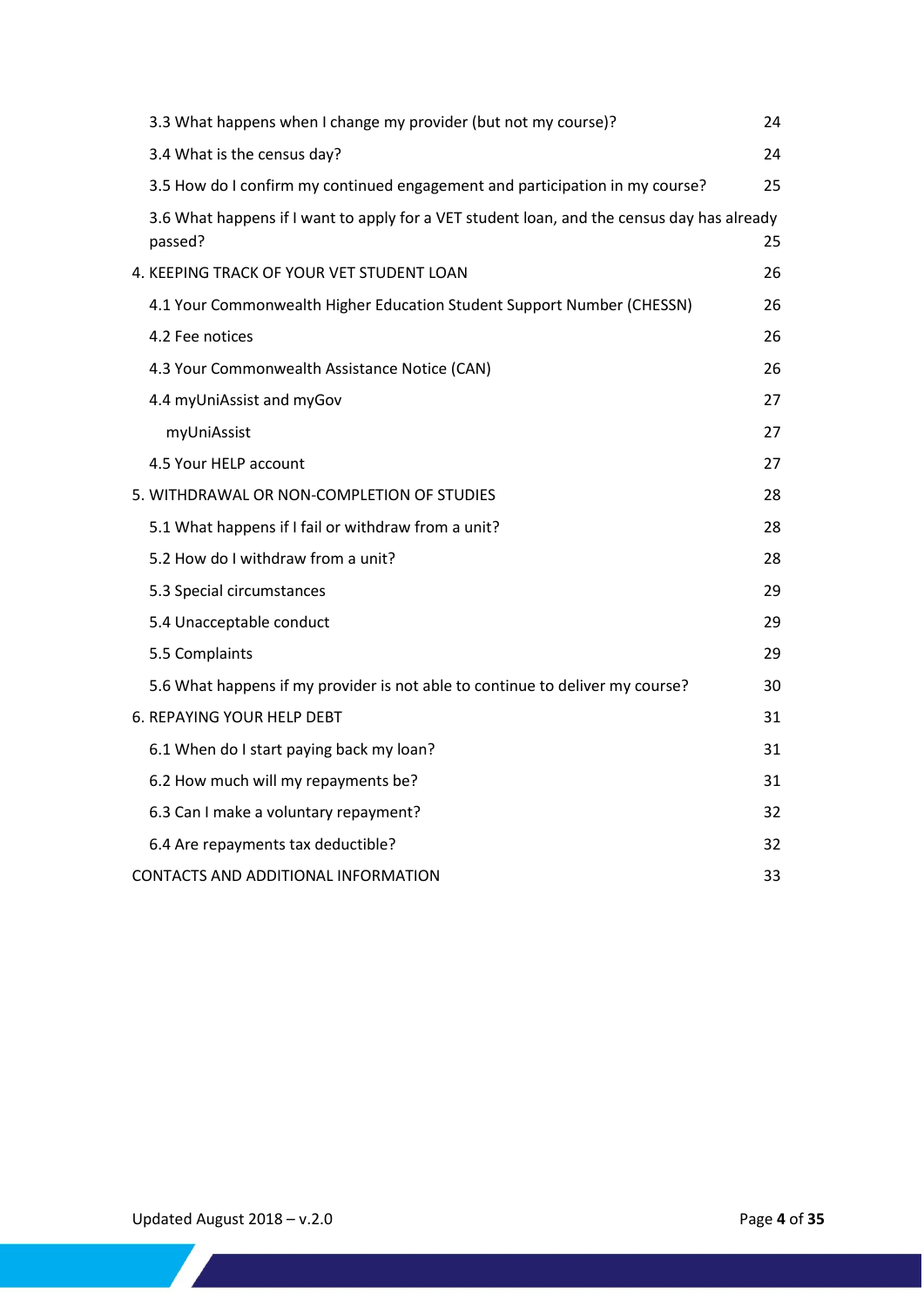3.3 What happens when I change my provider (but not my course)? 24

3.4 What is the census day? 24

3.5 How do I confirm my continued engagement and participation in my course? 25

3.6 What happens if I want to apply for a VET student loan, and the census day has already passed? 25

4. KEEPING TRACK OF YOUR VET STUDENT LOAN 26

4.1 Your Commonwealth Higher Education Student Support Number (CHESSN) 26

4.2 Fee notices 26

4.3 Your Commonwealth Assistance Notice (CAN) 26

4.4 myUniAssist and myGov 27

myUniAssist 27

4.5 Your HELP account 27

5. WITHDRAWAL OR NON-COMPLETION OF STUDIES 28

5.1 What happens if I fail or withdraw from a unit? 28

5.2 How do I withdraw from a unit? 28

5.3 Special circumstances 29

5.4 Unacceptable conduct 29

5.5 Complaints 29

5.6 What happens if my provider is not able to continue to deliver my course? 30

6. REPAYING YOUR HELP DEBT 31

6.1 When do I start paying back my loan? 31

6.2 How much will my repayments be? 31

6.3 Can I make a voluntary repayment? 32

6.4 Are repayments tax deductible? 32

CONTACTS AND ADDITIONAL INFORMATION 33

Updated August 2018 – v.2.0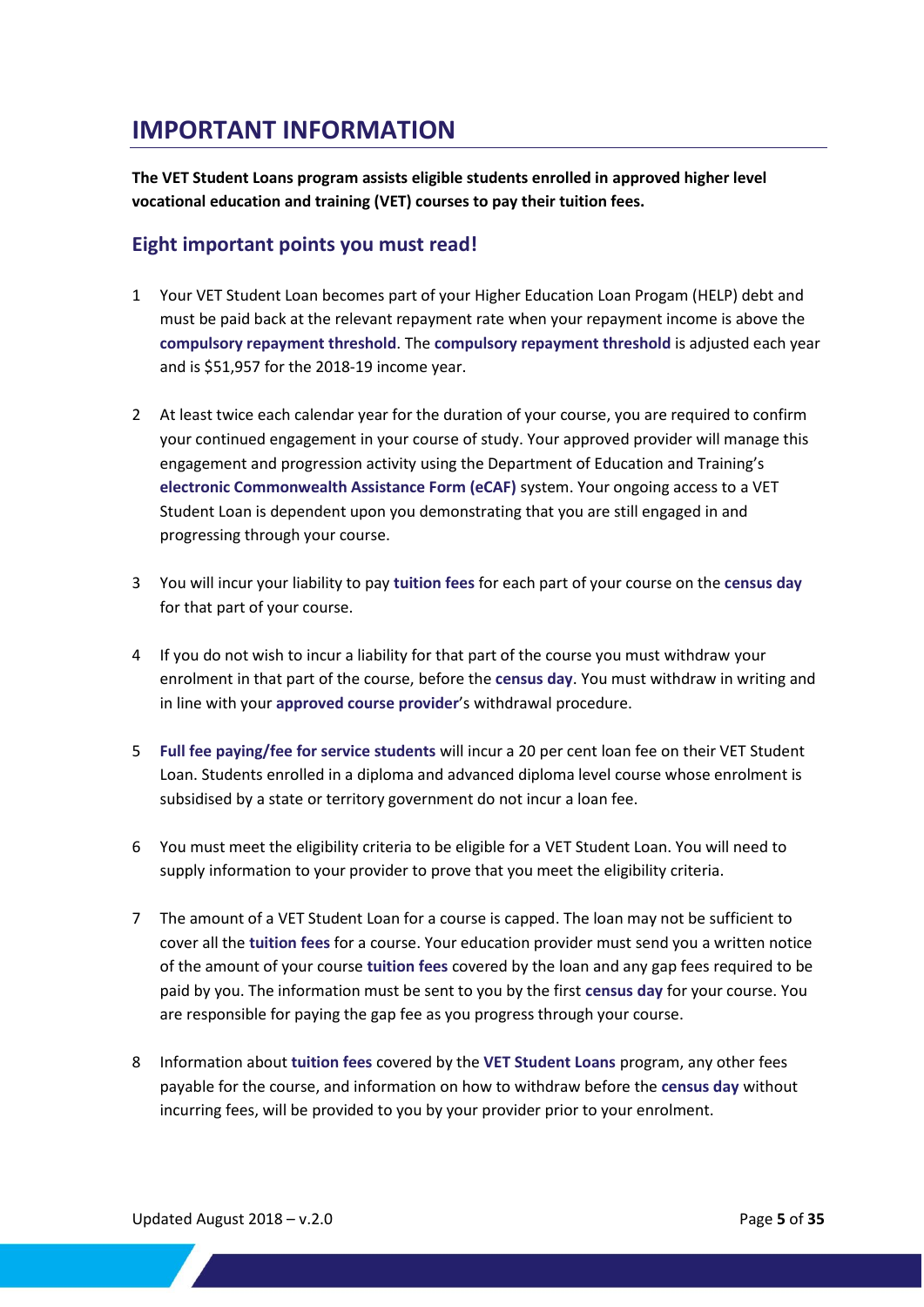# IMPORTANT INFORMATION

**The VET Student Loans program assists eligible students enrolled in approved higher level vocational education and training (VET) courses to pay their tuition fees.**

## Eight important points you must read!

1. Your VET Student Loan becomes part of your Higher Education Loan Progam (HELP) debt and must be paid back at the relevant repayment rate when your repayment income is above the **compulsory repayment threshold**. The **compulsory repayment threshold** is adjusted each year and is $51,957 for the 2018-19 income year.

2. At least twice each calendar year for the duration of your course, you are required to confirm your continued engagement in your course of study. Your approved provider will manage this engagement and progression activity using the Department of Education and Training's **electronic Commonwealth Assistance Form (eCAF)** system. Your ongoing access to a VET Student Loan is dependent upon you demonstrating that you are still engaged in and progressing through your course.

3. You will incur your liability to pay **tuition fees** for each part of your course on the **census day** for that part of your course.

4. If you do not wish to incur a liability for that part of the course you must withdraw your enrolment in that part of the course, before the **census day**. You must withdraw in writing and in line with your **approved course provider**'s withdrawal procedure.

5. **Full fee paying/fee for service students** will incur a 20 per cent loan fee on their VET Student Loan. Students enrolled in a diploma and advanced diploma level course whose enrolment is subsidised by a state or territory government do not incur a loan fee.

6. You must meet the eligibility criteria to be eligible for a VET Student Loan. You will need to supply information to your provider to prove that you meet the eligibility criteria.

7. The amount of a VET Student Loan for a course is capped. The loan may not be sufficient to cover all the **tuition fees** for a course. Your education provider must send you a written notice of the amount of your course **tuition fees** covered by the loan and any gap fees required to be paid by you. The information must be sent to you by the first **census day** for your course. You are responsible for paying the gap fee as you progress through your course.

8. Information about **tuition fees** covered by the **VET Student Loans** program, any other fees payable for the course, and information on how to withdraw before the **census day** without incurring fees, will be provided to you by your provider prior to your enrolment.

Updated August 2018 – v.2.0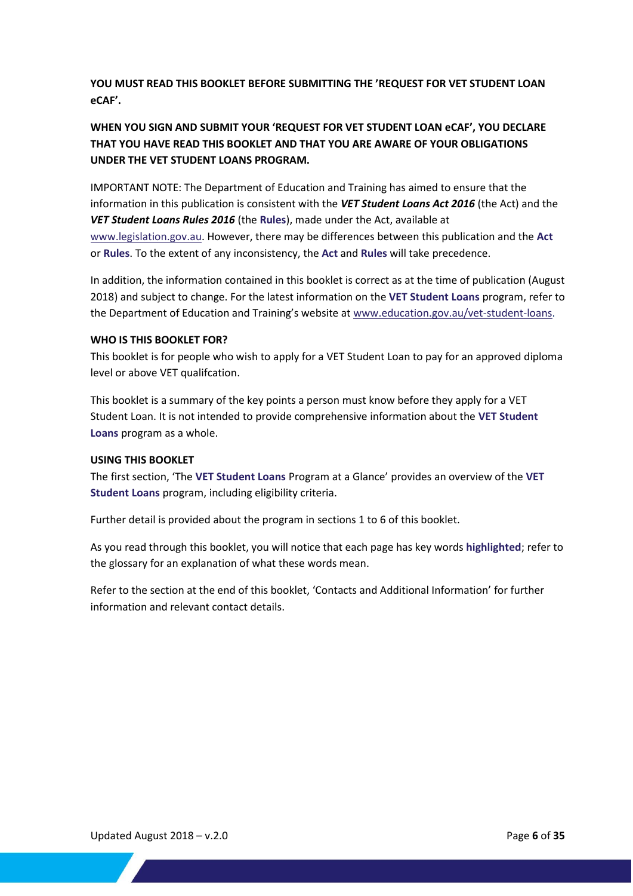**YOU MUST READ THIS BOOKLET BEFORE SUBMITTING THE 'REQUEST FOR VET STUDENT LOAN eCAF'.**

**WHEN YOU SIGN AND SUBMIT YOUR 'REQUEST FOR VET STUDENT LOAN eCAF', YOU DECLARE THAT YOU HAVE READ THIS BOOKLET AND THAT YOU ARE AWARE OF YOUR OBLIGATIONS UNDER THE VET STUDENT LOANS PROGRAM.**

IMPORTANT NOTE: The Department of Education and Training has aimed to ensure that the information in this publication is consistent with the ***VET Student Loans Act 2016*** (the Act) and the ***VET Student Loans Rules 2016*** (the **Rules**), made under the Act, available at www.legislation.gov.au. However, there may be differences between this publication and the **Act** or **Rules**. To the extent of any inconsistency, the **Act** and **Rules** will take precedence.

In addition, the information contained in this booklet is correct as at the time of publication (August 2018) and subject to change. For the latest information on the **VET Student Loans** program, refer to the Department of Education and Training's website at www.education.gov.au/vet-student-loans.

**WHO IS THIS BOOKLET FOR?**

This booklet is for people who wish to apply for a VET Student Loan to pay for an approved diploma level or above VET qualifcation.

This booklet is a summary of the key points a person must know before they apply for a VET Student Loan. It is not intended to provide comprehensive information about the **VET Student Loans** program as a whole.

**USING THIS BOOKLET**

The first section, 'The **VET Student Loans** Program at a Glance' provides an overview of the **VET Student Loans** program, including eligibility criteria.

Further detail is provided about the program in sections 1 to 6 of this booklet.

As you read through this booklet, you will notice that each page has key words **highlighted**; refer to the glossary for an explanation of what these words mean.

Refer to the section at the end of this booklet, 'Contacts and Additional Information' for further information and relevant contact details.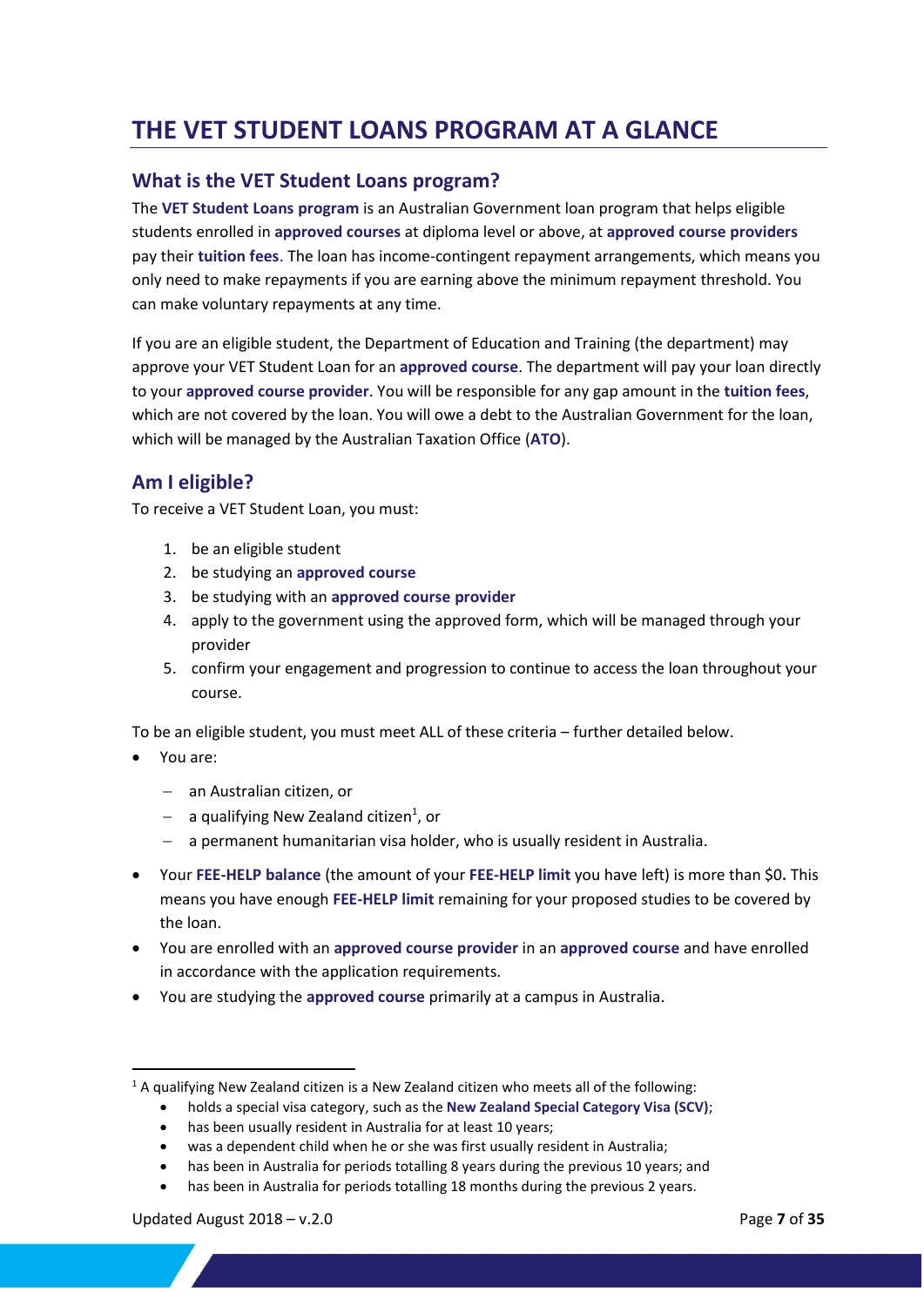# THE VET STUDENT LOANS PROGRAM AT A GLANCE

## What is the VET Student Loans program?

The **VET Student Loans program** is an Australian Government loan program that helps eligible students enrolled in **approved courses** at diploma level or above, at **approved course providers** pay their **tuition fees**. The loan has income-contingent repayment arrangements, which means you only need to make repayments if you are earning above the minimum repayment threshold. You can make voluntary repayments at any time.

If you are an eligible student, the Department of Education and Training (the department) may approve your VET Student Loan for an **approved course**. The department will pay your loan directly to your **approved course provider**. You will be responsible for any gap amount in the **tuition fees**, which are not covered by the loan. You will owe a debt to the Australian Government for the loan, which will be managed by the Australian Taxation Office (**ATO**).

## Am I eligible?

To receive a VET Student Loan, you must:

1. be an eligible student
2. be studying an **approved course**
3. be studying with an **approved course provider**
4. apply to the government using the approved form, which will be managed through your provider
5. confirm your engagement and progression to continue to access the loan throughout your course.

To be an eligible student, you must meet ALL of these criteria – further detailed below.

- You are:
  - an Australian citizen, or
  - a qualifying New Zealand citizen[1], or
  - a permanent humanitarian visa holder, who is usually resident in Australia.
- Your **FEE-HELP balance** (the amount of your **FEE-HELP limit** you have left) is more than $0**.** This means you have enough **FEE-HELP limit** remaining for your proposed studies to be covered by the loan.
- You are enrolled with an **approved course provider** in an **approved course** and have enrolled in accordance with the application requirements.
- You are studying the **approved course** primarily at a campus in Australia.

---

[1] A qualifying New Zealand citizen is a New Zealand citizen who meets all of the following:

- holds a special visa category, such as the **New Zealand Special Category Visa (SCV)**;
- has been usually resident in Australia for at least 10 years;
- was a dependent child when he or she was first usually resident in Australia;
- has been in Australia for periods totalling 8 years during the previous 10 years; and
- has been in Australia for periods totalling 18 months during the previous 2 years.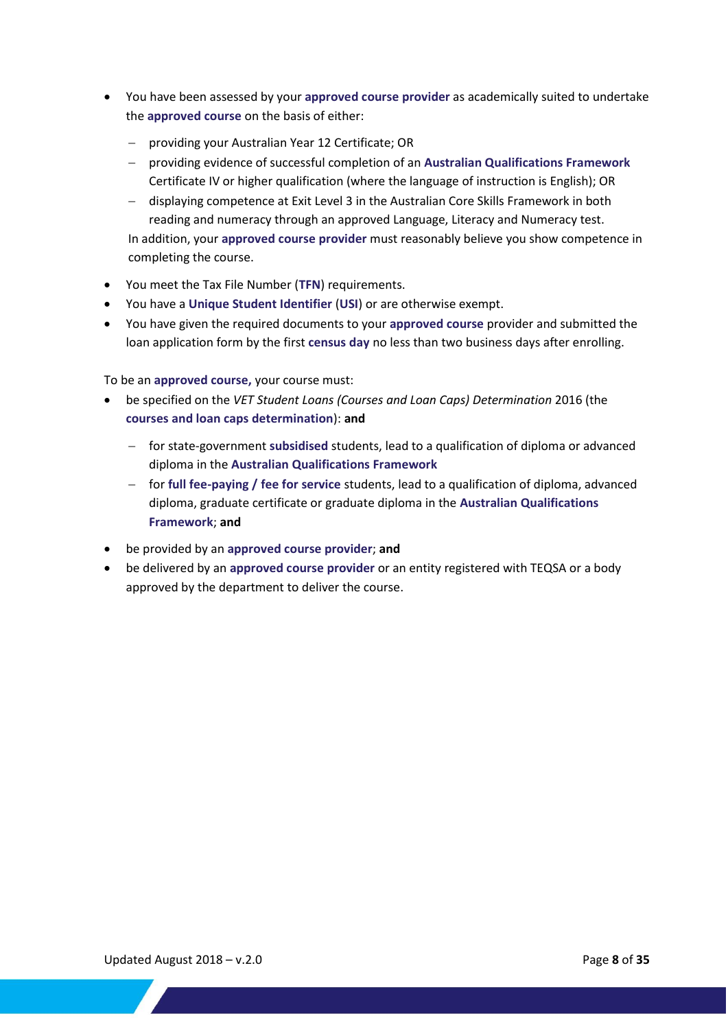- You have been assessed by your **approved course provider** as academically suited to undertake the **approved course** on the basis of either:
  - providing your Australian Year 12 Certificate; OR
  - providing evidence of successful completion of an **Australian Qualifications Framework** Certificate IV or higher qualification (where the language of instruction is English); OR
  - displaying competence at Exit Level 3 in the Australian Core Skills Framework in both reading and numeracy through an approved Language, Literacy and Numeracy test.

  In addition, your **approved course provider** must reasonably believe you show competence in completing the course.
- You meet the Tax File Number (**TFN**) requirements.
- You have a **Unique Student Identifier** (**USI**) or are otherwise exempt.
- You have given the required documents to your **approved course** provider and submitted the loan application form by the first **census day** no less than two business days after enrolling.

To be an **approved course,** your course must:

- be specified on the *VET Student Loans (Courses and Loan Caps) Determination* 2016 (the **courses and loan caps determination**): **and**
  - for state-government **subsidised** students, lead to a qualification of diploma or advanced diploma in the **Australian Qualifications Framework**
  - for **full fee-paying / fee for service** students, lead to a qualification of diploma, advanced diploma, graduate certificate or graduate diploma in the **Australian Qualifications Framework**; **and**
- be provided by an **approved course provider**; **and**
- be delivered by an **approved course provider** or an entity registered with TEQSA or a body approved by the department to deliver the course.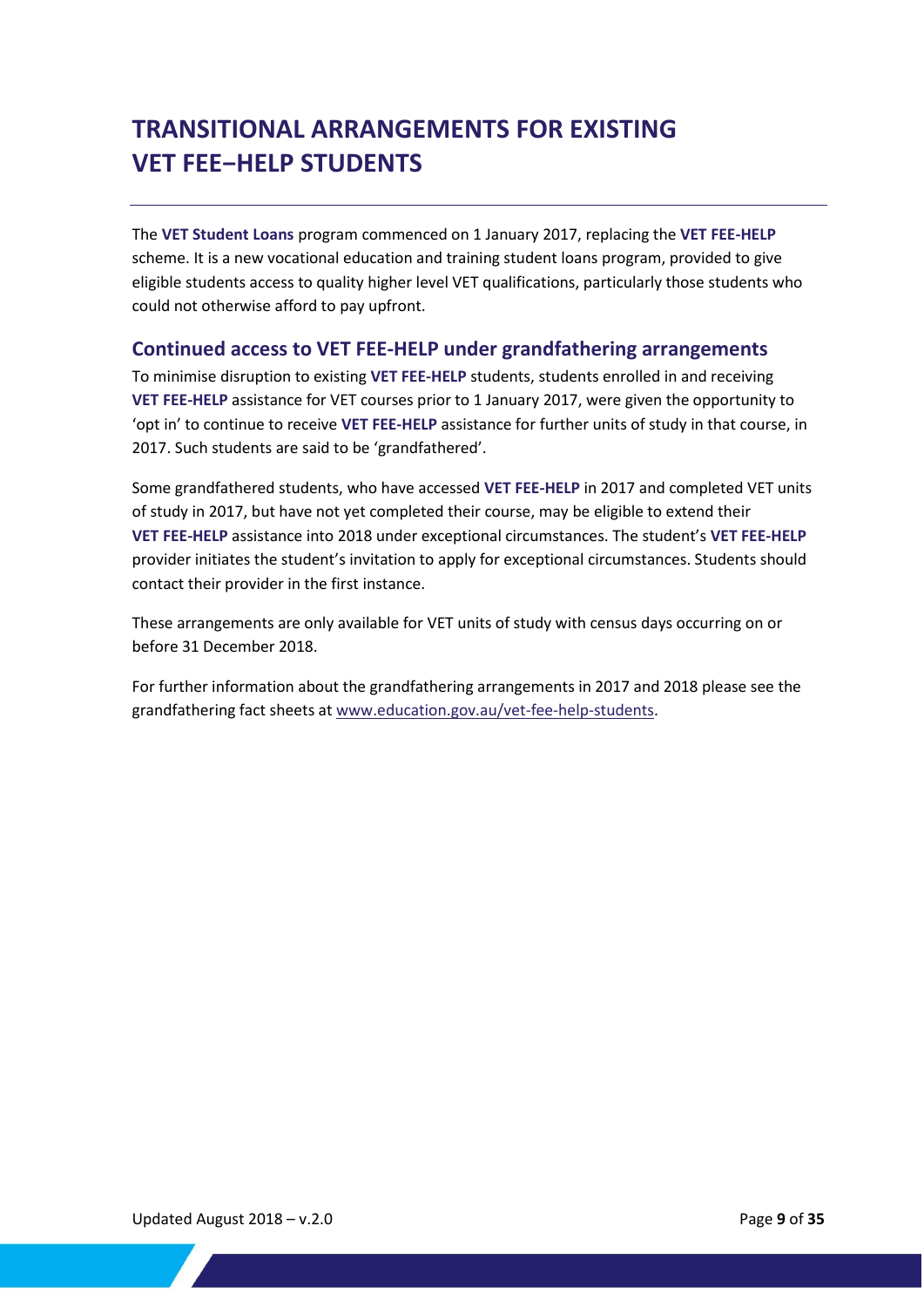# TRANSITIONAL ARRANGEMENTS FOR EXISTING VET FEE–HELP STUDENTS

The **VET Student Loans** program commenced on 1 January 2017, replacing the **VET FEE-HELP** scheme. It is a new vocational education and training student loans program, provided to give eligible students access to quality higher level VET qualifications, particularly those students who could not otherwise afford to pay upfront.

## Continued access to VET FEE-HELP under grandfathering arrangements

To minimise disruption to existing **VET FEE-HELP** students, students enrolled in and receiving **VET FEE-HELP** assistance for VET courses prior to 1 January 2017, were given the opportunity to 'opt in' to continue to receive **VET FEE-HELP** assistance for further units of study in that course, in 2017. Such students are said to be 'grandfathered'.

Some grandfathered students, who have accessed **VET FEE-HELP** in 2017 and completed VET units of study in 2017, but have not yet completed their course, may be eligible to extend their **VET FEE-HELP** assistance into 2018 under exceptional circumstances. The student's **VET FEE-HELP** provider initiates the student's invitation to apply for exceptional circumstances. Students should contact their provider in the first instance.

These arrangements are only available for VET units of study with census days occurring on or before 31 December 2018.

For further information about the grandfathering arrangements in 2017 and 2018 please see the grandfathering fact sheets at www.education.gov.au/vet-fee-help-students.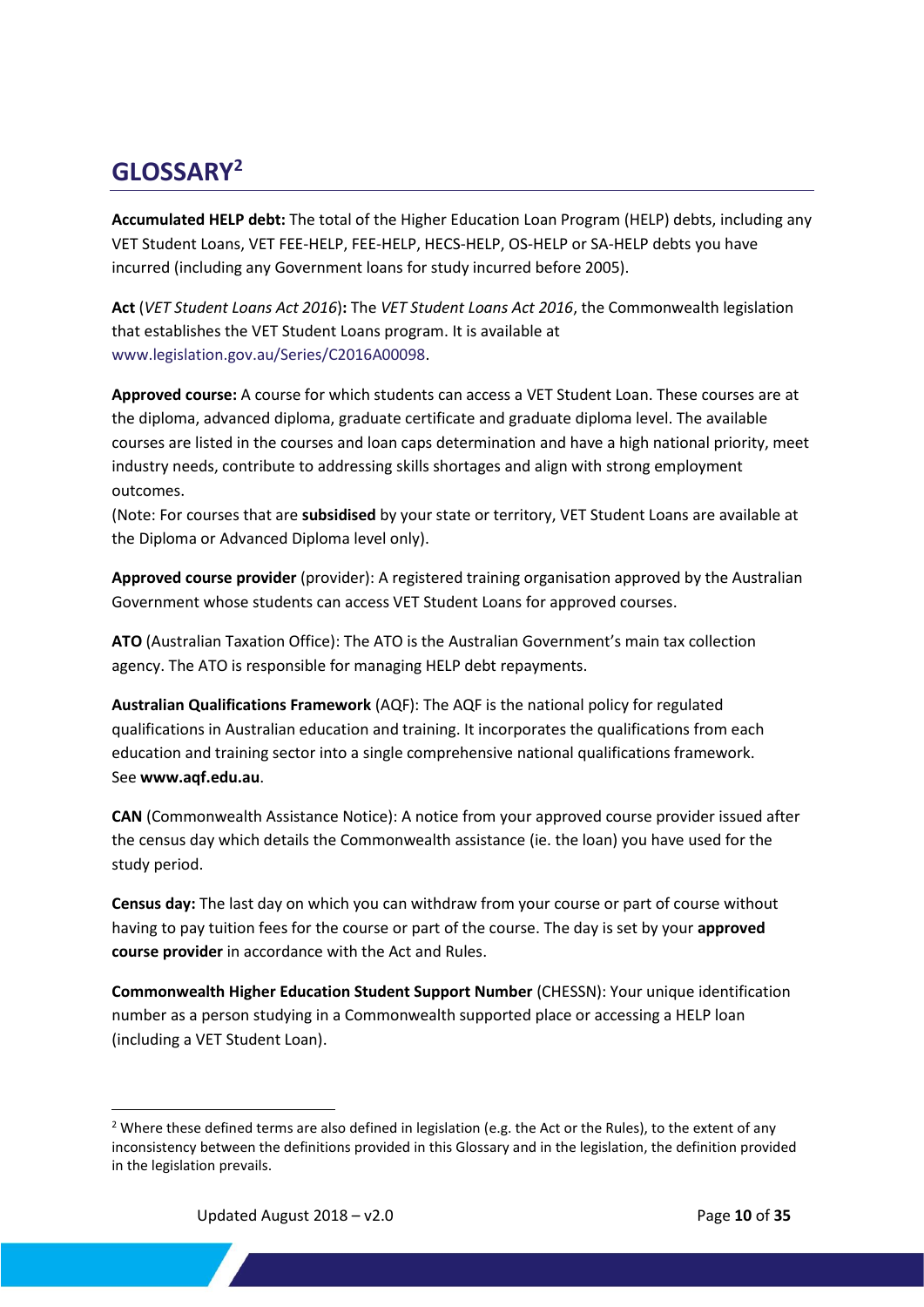# GLOSSARY[2]

**Accumulated HELP debt:** The total of the Higher Education Loan Program (HELP) debts, including any VET Student Loans, VET FEE-HELP, FEE-HELP, HECS-HELP, OS-HELP or SA-HELP debts you have incurred (including any Government loans for study incurred before 2005).

**Act** (*VET Student Loans Act 2016*)**:** The *VET Student Loans Act 2016*, the Commonwealth legislation that establishes the VET Student Loans program. It is available at www.legislation.gov.au/Series/C2016A00098.

**Approved course:** A course for which students can access a VET Student Loan. These courses are at the diploma, advanced diploma, graduate certificate and graduate diploma level. The available courses are listed in the courses and loan caps determination and have a high national priority, meet industry needs, contribute to addressing skills shortages and align with strong employment outcomes.
(Note: For courses that are **subsidised** by your state or territory, VET Student Loans are available at the Diploma or Advanced Diploma level only).

**Approved course provider** (provider): A registered training organisation approved by the Australian Government whose students can access VET Student Loans for approved courses.

**ATO** (Australian Taxation Office): The ATO is the Australian Government's main tax collection agency. The ATO is responsible for managing HELP debt repayments.

**Australian Qualifications Framework** (AQF): The AQF is the national policy for regulated qualifications in Australian education and training. It incorporates the qualifications from each education and training sector into a single comprehensive national qualifications framework. See **www.aqf.edu.au**.

**CAN** (Commonwealth Assistance Notice): A notice from your approved course provider issued after the census day which details the Commonwealth assistance (ie. the loan) you have used for the study period.

**Census day:** The last day on which you can withdraw from your course or part of course without having to pay tuition fees for the course or part of the course. The day is set by your **approved course provider** in accordance with the Act and Rules.

**Commonwealth Higher Education Student Support Number** (CHESSN): Your unique identification number as a person studying in a Commonwealth supported place or accessing a HELP loan (including a VET Student Loan).

---

[2] Where these defined terms are also defined in legislation (e.g. the Act or the Rules), to the extent of any inconsistency between the definitions provided in this Glossary and in the legislation, the definition provided in the legislation prevails.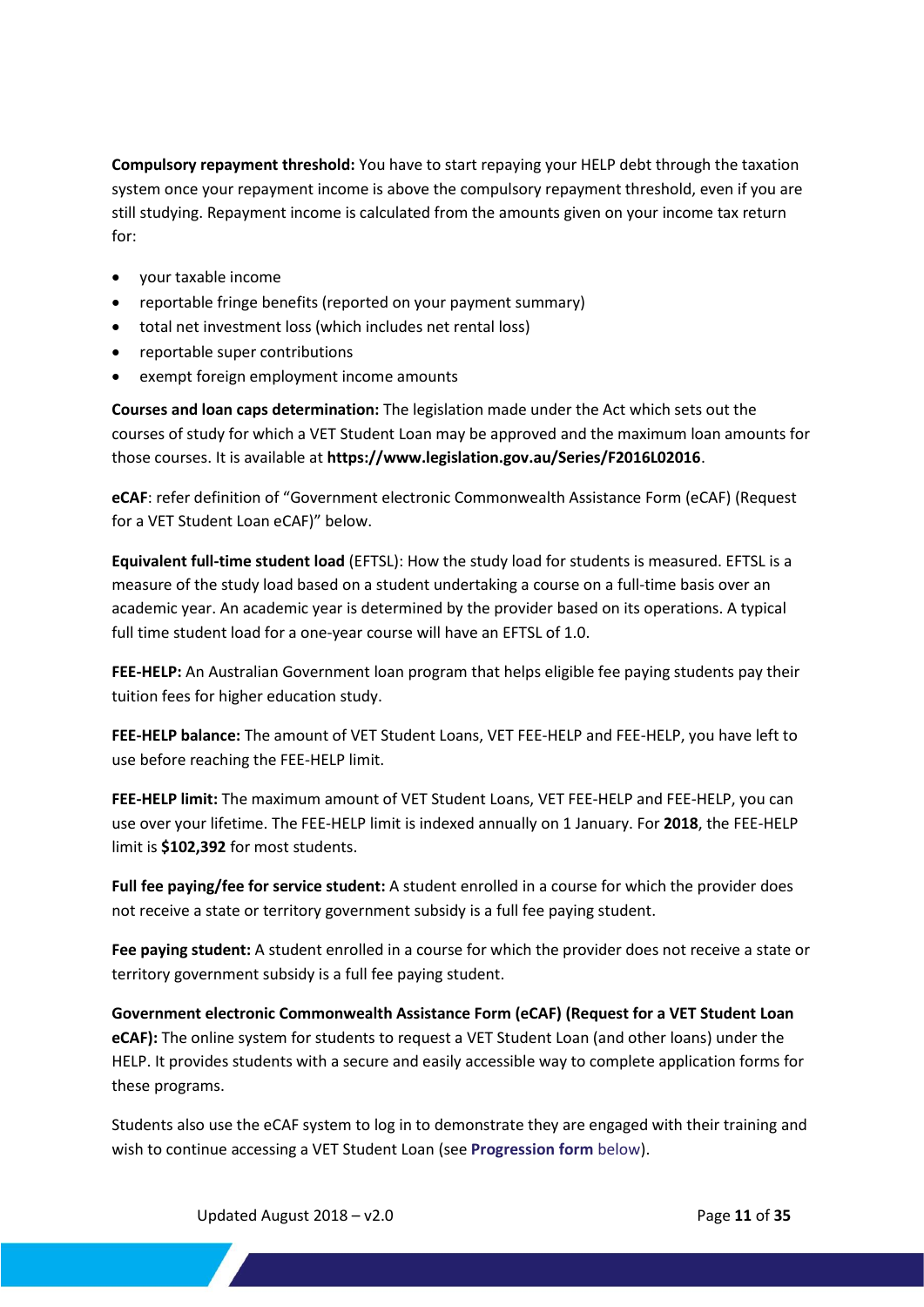**Compulsory repayment threshold:** You have to start repaying your HELP debt through the taxation system once your repayment income is above the compulsory repayment threshold, even if you are still studying. Repayment income is calculated from the amounts given on your income tax return for:

- your taxable income
- reportable fringe benefits (reported on your payment summary)
- total net investment loss (which includes net rental loss)
- reportable super contributions
- exempt foreign employment income amounts

**Courses and loan caps determination:** The legislation made under the Act which sets out the courses of study for which a VET Student Loan may be approved and the maximum loan amounts for those courses. It is available at **https://www.legislation.gov.au/Series/F2016L02016**.

**eCAF**: refer definition of "Government electronic Commonwealth Assistance Form (eCAF) (Request for a VET Student Loan eCAF)" below.

**Equivalent full-time student load** (EFTSL): How the study load for students is measured. EFTSL is a measure of the study load based on a student undertaking a course on a full-time basis over an academic year. An academic year is determined by the provider based on its operations. A typical full time student load for a one-year course will have an EFTSL of 1.0.

**FEE-HELP:** An Australian Government loan program that helps eligible fee paying students pay their tuition fees for higher education study.

**FEE-HELP balance:** The amount of VET Student Loans, VET FEE-HELP and FEE-HELP, you have left to use before reaching the FEE-HELP limit.

**FEE-HELP limit:** The maximum amount of VET Student Loans, VET FEE-HELP and FEE-HELP, you can use over your lifetime. The FEE-HELP limit is indexed annually on 1 January. For **2018**, the FEE-HELP limit is **$102,392** for most students.

**Full fee paying/fee for service student:** A student enrolled in a course for which the provider does not receive a state or territory government subsidy is a full fee paying student.

**Fee paying student:** A student enrolled in a course for which the provider does not receive a state or territory government subsidy is a full fee paying student.

**Government electronic Commonwealth Assistance Form (eCAF) (Request for a VET Student Loan eCAF):** The online system for students to request a VET Student Loan (and other loans) under the HELP. It provides students with a secure and easily accessible way to complete application forms for these programs.

Students also use the eCAF system to log in to demonstrate they are engaged with their training and wish to continue accessing a VET Student Loan (see **Progression form** below).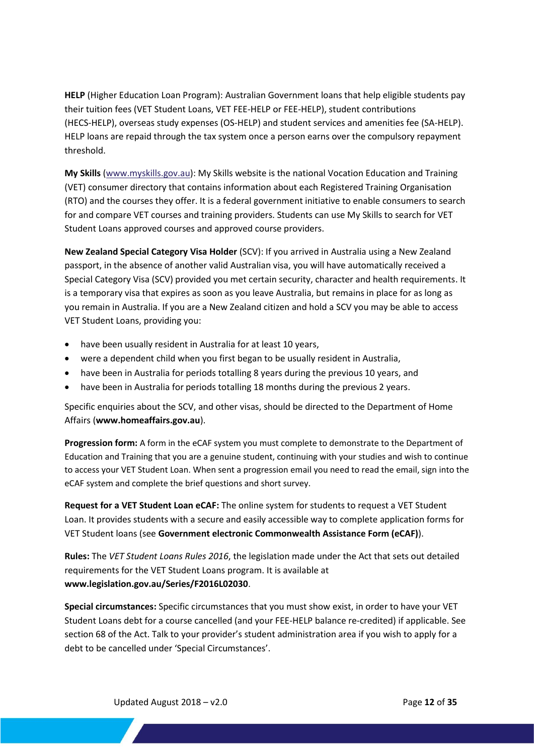**HELP** (Higher Education Loan Program): Australian Government loans that help eligible students pay their tuition fees (VET Student Loans, VET FEE-HELP or FEE-HELP), student contributions (HECS-HELP), overseas study expenses (OS-HELP) and student services and amenities fee (SA-HELP). HELP loans are repaid through the tax system once a person earns over the compulsory repayment threshold.

**My Skills** (www.myskills.gov.au): My Skills website is the national Vocation Education and Training (VET) consumer directory that contains information about each Registered Training Organisation (RTO) and the courses they offer. It is a federal government initiative to enable consumers to search for and compare VET courses and training providers. Students can use My Skills to search for VET Student Loans approved courses and approved course providers.

**New Zealand Special Category Visa Holder** (SCV): If you arrived in Australia using a New Zealand passport, in the absence of another valid Australian visa, you will have automatically received a Special Category Visa (SCV) provided you met certain security, character and health requirements. It is a temporary visa that expires as soon as you leave Australia, but remains in place for as long as you remain in Australia. If you are a New Zealand citizen and hold a SCV you may be able to access VET Student Loans, providing you:

- have been usually resident in Australia for at least 10 years,
- were a dependent child when you first began to be usually resident in Australia,
- have been in Australia for periods totalling 8 years during the previous 10 years, and
- have been in Australia for periods totalling 18 months during the previous 2 years.

Specific enquiries about the SCV, and other visas, should be directed to the Department of Home Affairs (**www.homeaffairs.gov.au**).

**Progression form:** A form in the eCAF system you must complete to demonstrate to the Department of Education and Training that you are a genuine student, continuing with your studies and wish to continue to access your VET Student Loan. When sent a progression email you need to read the email, sign into the eCAF system and complete the brief questions and short survey.

**Request for a VET Student Loan eCAF:** The online system for students to request a VET Student Loan. It provides students with a secure and easily accessible way to complete application forms for VET Student loans (see **Government electronic Commonwealth Assistance Form (eCAF)**).

**Rules:** The *VET Student Loans Rules 2016*, the legislation made under the Act that sets out detailed requirements for the VET Student Loans program. It is available at **www.legislation.gov.au/Series/F2016L02030**.

**Special circumstances:** Specific circumstances that you must show exist, in order to have your VET Student Loans debt for a course cancelled (and your FEE-HELP balance re-credited) if applicable. See section 68 of the Act. Talk to your provider's student administration area if you wish to apply for a debt to be cancelled under 'Special Circumstances'.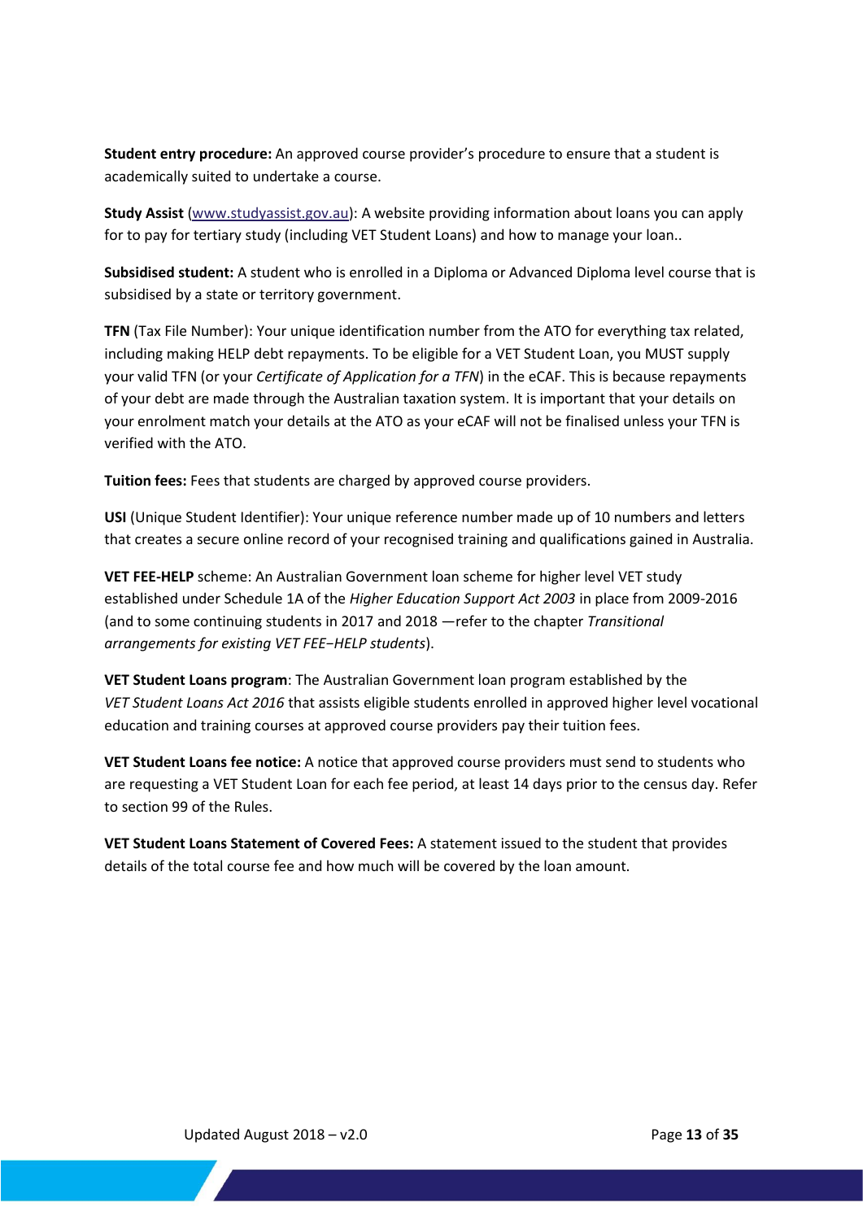**Student entry procedure:** An approved course provider's procedure to ensure that a student is academically suited to undertake a course.

**Study Assist** ([www.studyassist.gov.au](www.studyassist.gov.au)): A website providing information about loans you can apply for to pay for tertiary study (including VET Student Loans) and how to manage your loan..

**Subsidised student:** A student who is enrolled in a Diploma or Advanced Diploma level course that is subsidised by a state or territory government.

**TFN** (Tax File Number): Your unique identification number from the ATO for everything tax related, including making HELP debt repayments. To be eligible for a VET Student Loan, you MUST supply your valid TFN (or your *Certificate of Application for a TFN*) in the eCAF. This is because repayments of your debt are made through the Australian taxation system. It is important that your details on your enrolment match your details at the ATO as your eCAF will not be finalised unless your TFN is verified with the ATO.

**Tuition fees:** Fees that students are charged by approved course providers.

**USI** (Unique Student Identifier): Your unique reference number made up of 10 numbers and letters that creates a secure online record of your recognised training and qualifications gained in Australia.

**VET FEE-HELP** scheme: An Australian Government loan scheme for higher level VET study established under Schedule 1A of the *Higher Education Support Act 2003* in place from 2009-2016 (and to some continuing students in 2017 and 2018 —refer to the chapter *Transitional arrangements for existing VET FEE−HELP students*).

**VET Student Loans program**: The Australian Government loan program established by the *VET Student Loans Act 2016* that assists eligible students enrolled in approved higher level vocational education and training courses at approved course providers pay their tuition fees.

**VET Student Loans fee notice:** A notice that approved course providers must send to students who are requesting a VET Student Loan for each fee period, at least 14 days prior to the census day. Refer to section 99 of the Rules.

**VET Student Loans Statement of Covered Fees:** A statement issued to the student that provides details of the total course fee and how much will be covered by the loan amount.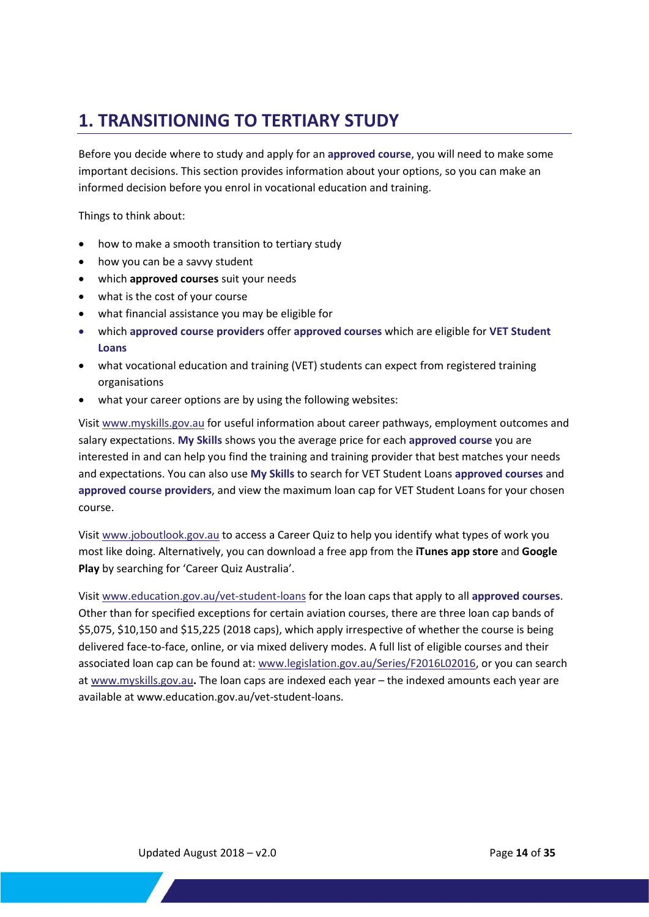# 1. TRANSITIONING TO TERTIARY STUDY

Before you decide where to study and apply for an **approved course**, you will need to make some important decisions. This section provides information about your options, so you can make an informed decision before you enrol in vocational education and training.

Things to think about:

- how to make a smooth transition to tertiary study
- how you can be a savvy student
- which **approved courses** suit your needs
- what is the cost of your course
- what financial assistance you may be eligible for
- which **approved course providers** offer **approved courses** which are eligible for **VET Student Loans**
- what vocational education and training (VET) students can expect from registered training organisations
- what your career options are by using the following websites:

Visit www.myskills.gov.au for useful information about career pathways, employment outcomes and salary expectations. **My Skills** shows you the average price for each **approved course** you are interested in and can help you find the training and training provider that best matches your needs and expectations. You can also use **My Skills** to search for VET Student Loans **approved courses** and **approved course providers**, and view the maximum loan cap for VET Student Loans for your chosen course.

Visit www.joboutlook.gov.au to access a Career Quiz to help you identify what types of work you most like doing. Alternatively, you can download a free app from the **iTunes app store** and **Google Play** by searching for 'Career Quiz Australia'.

Visit www.education.gov.au/vet-student-loans for the loan caps that apply to all **approved courses**. Other than for specified exceptions for certain aviation courses, there are three loan cap bands of $5,075, $10,150 and $15,225 (2018 caps), which apply irrespective of whether the course is being delivered face-to-face, online, or via mixed delivery modes. A full list of eligible courses and their associated loan cap can be found at: www.legislation.gov.au/Series/F2016L02016, or you can search at www.myskills.gov.au**.** The loan caps are indexed each year – the indexed amounts each year are available at www.education.gov.au/vet-student-loans.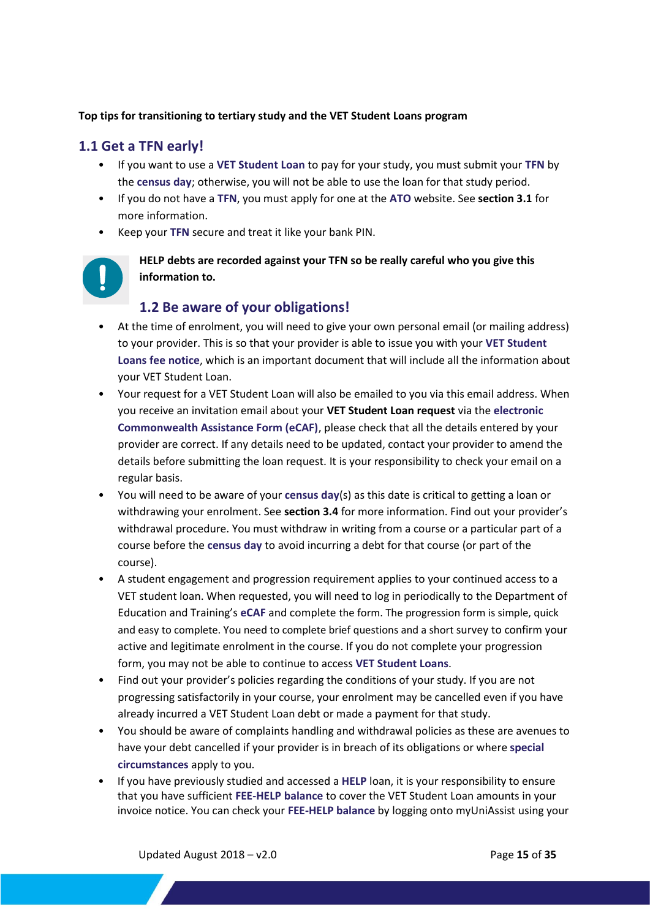**Top tips for transitioning to tertiary study and the VET Student Loans program**

## 1.1 Get a TFN early!

- If you want to use a **VET Student Loan** to pay for your study, you must submit your **TFN** by the **census day**; otherwise, you will not be able to use the loan for that study period.
- If you do not have a **TFN**, you must apply for one at the **ATO** website. See **section 3.1** for more information.
- Keep your **TFN** secure and treat it like your bank PIN.

**HELP debts are recorded against your TFN so be really careful who you give this information to.**

## 1.2 Be aware of your obligations!

- At the time of enrolment, you will need to give your own personal email (or mailing address) to your provider. This is so that your provider is able to issue you with your **VET Student Loans fee notice**, which is an important document that will include all the information about your VET Student Loan.
- Your request for a VET Student Loan will also be emailed to you via this email address. When you receive an invitation email about your **VET Student Loan request** via the **electronic Commonwealth Assistance Form (eCAF)**, please check that all the details entered by your provider are correct. If any details need to be updated, contact your provider to amend the details before submitting the loan request. It is your responsibility to check your email on a regular basis.
- You will need to be aware of your **census day**(s) as this date is critical to getting a loan or withdrawing your enrolment. See **section 3.4** for more information. Find out your provider's withdrawal procedure. You must withdraw in writing from a course or a particular part of a course before the **census day** to avoid incurring a debt for that course (or part of the course).
- A student engagement and progression requirement applies to your continued access to a VET student loan. When requested, you will need to log in periodically to the Department of Education and Training's **eCAF** and complete the form. The progression form is simple, quick and easy to complete. You need to complete brief questions and a short survey to confirm your active and legitimate enrolment in the course. If you do not complete your progression form, you may not be able to continue to access **VET Student Loans**.
- Find out your provider's policies regarding the conditions of your study. If you are not progressing satisfactorily in your course, your enrolment may be cancelled even if you have already incurred a VET Student Loan debt or made a payment for that study.
- You should be aware of complaints handling and withdrawal policies as these are avenues to have your debt cancelled if your provider is in breach of its obligations or where **special circumstances** apply to you.
- If you have previously studied and accessed a **HELP** loan, it is your responsibility to ensure that you have sufficient **FEE-HELP balance** to cover the VET Student Loan amounts in your invoice notice. You can check your **FEE-HELP balance** by logging onto myUniAssist using your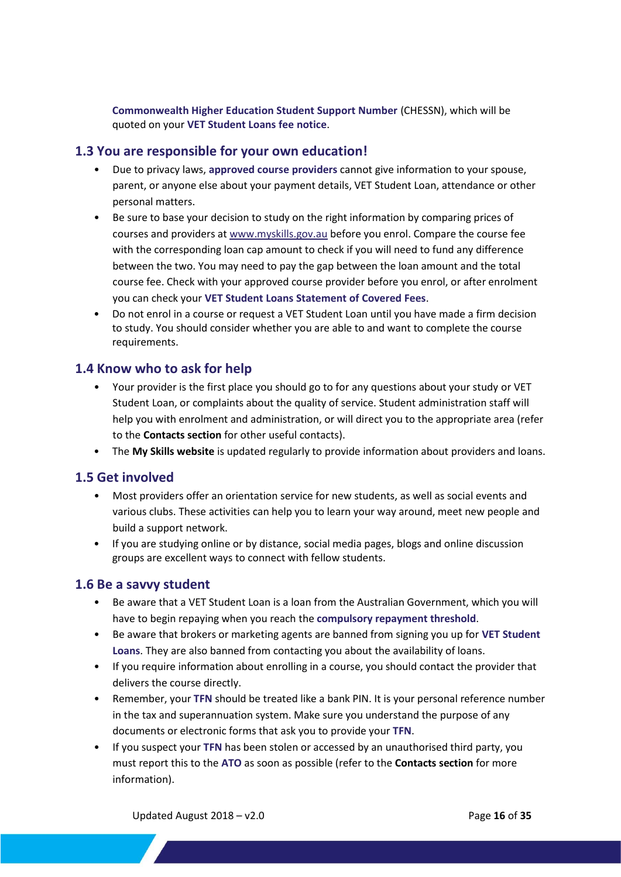**Commonwealth Higher Education Student Support Number** (CHESSN), which will be quoted on your **VET Student Loans fee notice**.

## 1.3 You are responsible for your own education!

- Due to privacy laws, **approved course providers** cannot give information to your spouse, parent, or anyone else about your payment details, VET Student Loan, attendance or other personal matters.
- Be sure to base your decision to study on the right information by comparing prices of courses and providers at [www.myskills.gov.au](http://www.myskills.gov.au) before you enrol. Compare the course fee with the corresponding loan cap amount to check if you will need to fund any difference between the two. You may need to pay the gap between the loan amount and the total course fee. Check with your approved course provider before you enrol, or after enrolment you can check your **VET Student Loans Statement of Covered Fees**.
- Do not enrol in a course or request a VET Student Loan until you have made a firm decision to study. You should consider whether you are able to and want to complete the course requirements.

## 1.4 Know who to ask for help

- Your provider is the first place you should go to for any questions about your study or VET Student Loan, or complaints about the quality of service. Student administration staff will help you with enrolment and administration, or will direct you to the appropriate area (refer to the **Contacts section** for other useful contacts).
- The **My Skills website** is updated regularly to provide information about providers and loans.

## 1.5 Get involved

- Most providers offer an orientation service for new students, as well as social events and various clubs. These activities can help you to learn your way around, meet new people and build a support network.
- If you are studying online or by distance, social media pages, blogs and online discussion groups are excellent ways to connect with fellow students.

## 1.6 Be a savvy student

- Be aware that a VET Student Loan is a loan from the Australian Government, which you will have to begin repaying when you reach the **compulsory repayment threshold**.
- Be aware that brokers or marketing agents are banned from signing you up for **VET Student Loans**. They are also banned from contacting you about the availability of loans.
- If you require information about enrolling in a course, you should contact the provider that delivers the course directly.
- Remember, your **TFN** should be treated like a bank PIN. It is your personal reference number in the tax and superannuation system. Make sure you understand the purpose of any documents or electronic forms that ask you to provide your **TFN**.
- If you suspect your **TFN** has been stolen or accessed by an unauthorised third party, you must report this to the **ATO** as soon as possible (refer to the **Contacts section** for more information).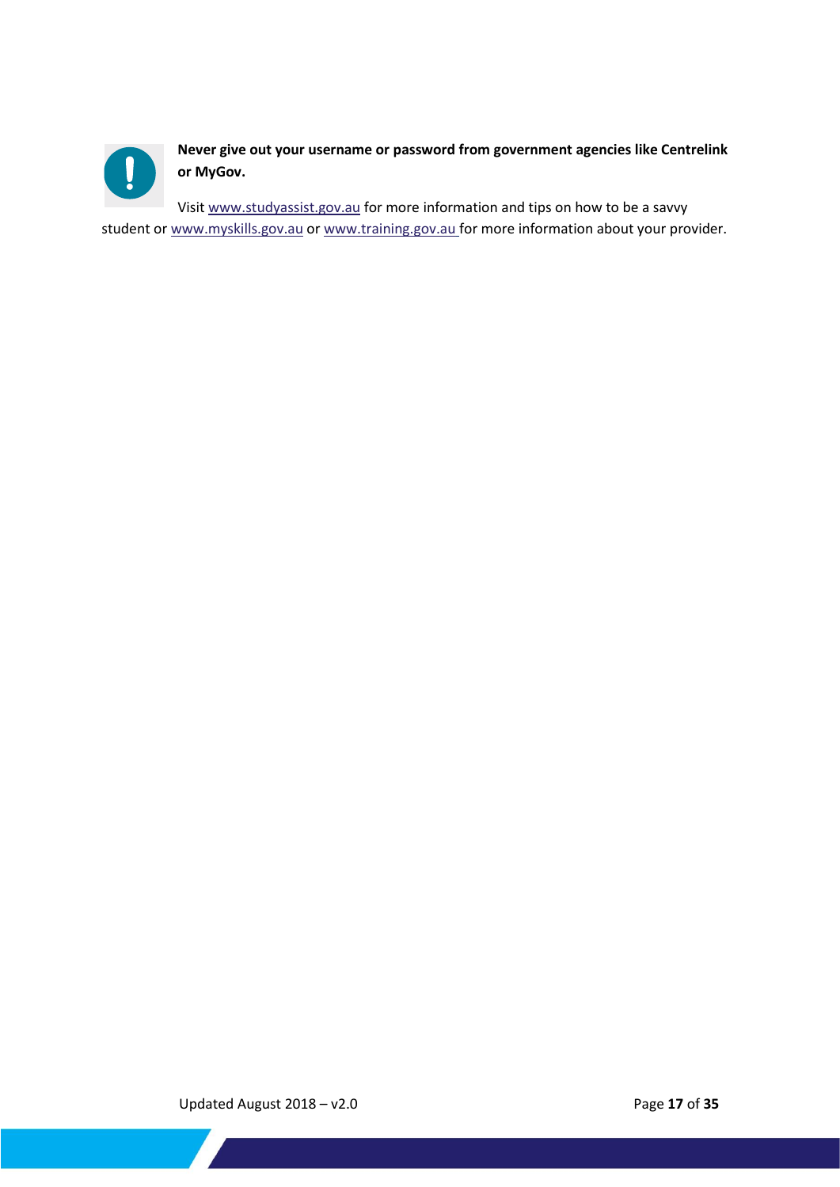**Never give out your username or password from government agencies like Centrelink or MyGov.**

Visit www.studyassist.gov.au for more information and tips on how to be a savvy student or www.myskills.gov.au or www.training.gov.au for more information about your provider.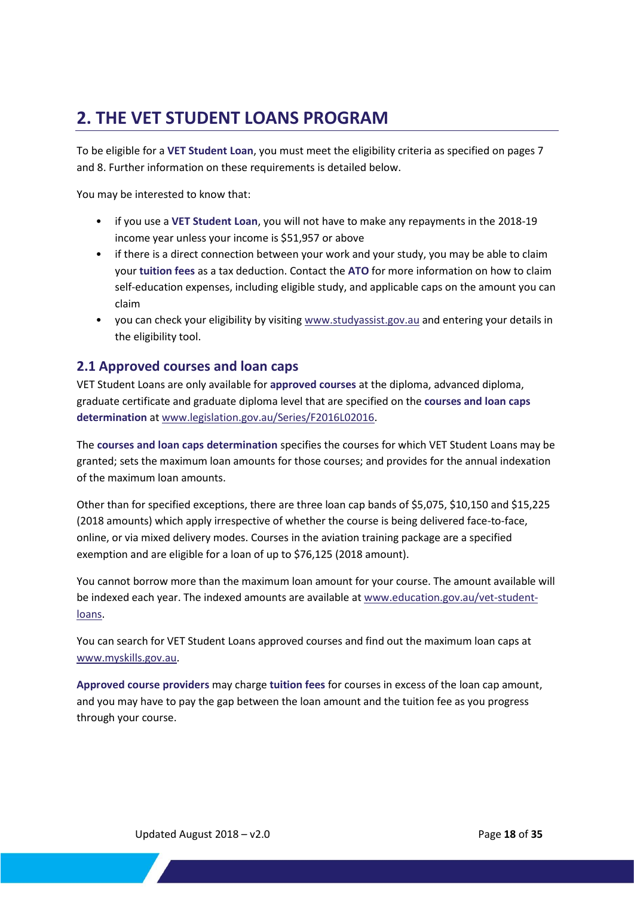## 2. THE VET STUDENT LOANS PROGRAM

To be eligible for a **VET Student Loan**, you must meet the eligibility criteria as specified on pages 7 and 8. Further information on these requirements is detailed below.

You may be interested to know that:

- if you use a **VET Student Loan**, you will not have to make any repayments in the 2018-19 income year unless your income is $51,957 or above
- if there is a direct connection between your work and your study, you may be able to claim your **tuition fees** as a tax deduction. Contact the **ATO** for more information on how to claim self-education expenses, including eligible study, and applicable caps on the amount you can claim
- you can check your eligibility by visiting www.studyassist.gov.au and entering your details in the eligibility tool.

### 2.1 Approved courses and loan caps

VET Student Loans are only available for **approved courses** at the diploma, advanced diploma, graduate certificate and graduate diploma level that are specified on the **courses and loan caps determination** at www.legislation.gov.au/Series/F2016L02016.

The **courses and loan caps determination** specifies the courses for which VET Student Loans may be granted; sets the maximum loan amounts for those courses; and provides for the annual indexation of the maximum loan amounts.

Other than for specified exceptions, there are three loan cap bands of $5,075, $10,150 and $15,225 (2018 amounts) which apply irrespective of whether the course is being delivered face-to-face, online, or via mixed delivery modes. Courses in the aviation training package are a specified exemption and are eligible for a loan of up to $76,125 (2018 amount).

You cannot borrow more than the maximum loan amount for your course. The amount available will be indexed each year. The indexed amounts are available at www.education.gov.au/vet-student-loans.

You can search for VET Student Loans approved courses and find out the maximum loan caps at www.myskills.gov.au.

**Approved course providers** may charge **tuition fees** for courses in excess of the loan cap amount, and you may have to pay the gap between the loan amount and the tuition fee as you progress through your course.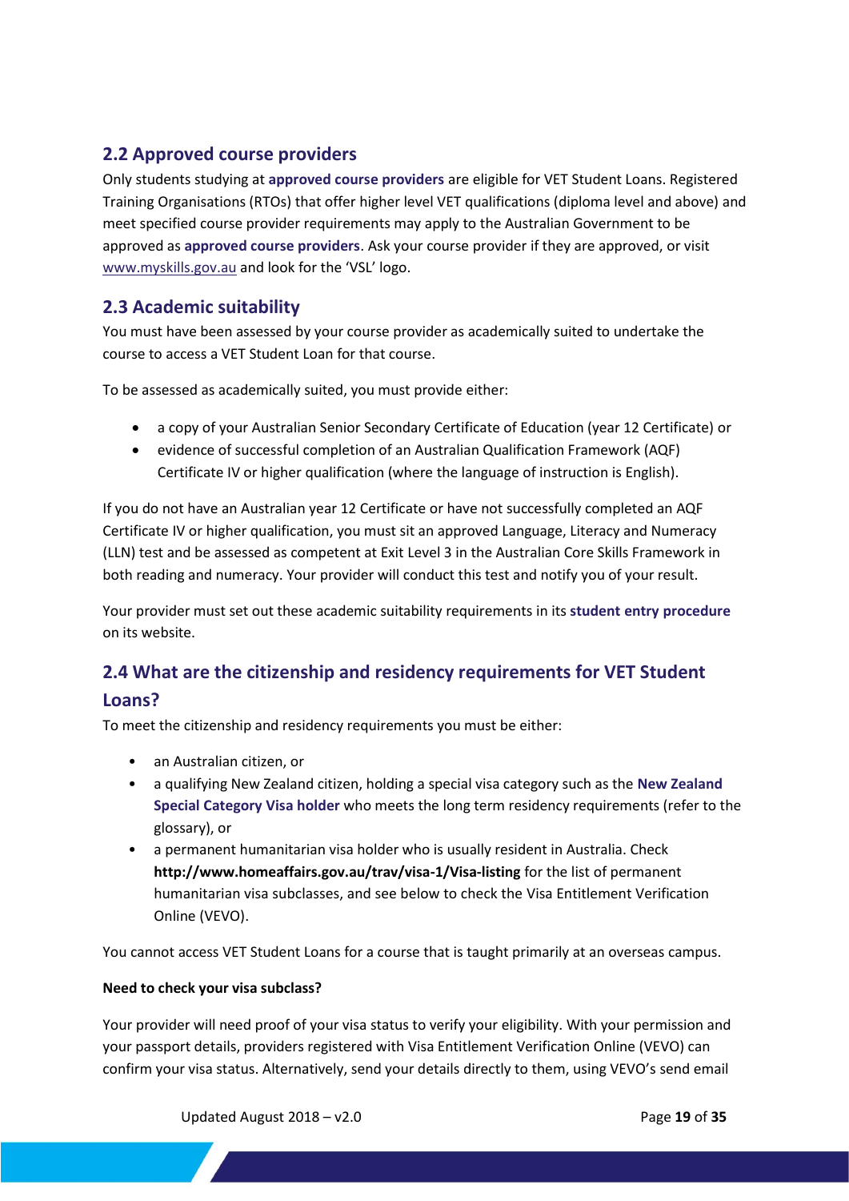## 2.2 Approved course providers

Only students studying at **approved course providers** are eligible for VET Student Loans. Registered Training Organisations (RTOs) that offer higher level VET qualifications (diploma level and above) and meet specified course provider requirements may apply to the Australian Government to be approved as **approved course providers**. Ask your course provider if they are approved, or visit www.myskills.gov.au and look for the 'VSL' logo.

## 2.3 Academic suitability

You must have been assessed by your course provider as academically suited to undertake the course to access a VET Student Loan for that course.

To be assessed as academically suited, you must provide either:

- a copy of your Australian Senior Secondary Certificate of Education (year 12 Certificate) or
- evidence of successful completion of an Australian Qualification Framework (AQF) Certificate IV or higher qualification (where the language of instruction is English).

If you do not have an Australian year 12 Certificate or have not successfully completed an AQF Certificate IV or higher qualification, you must sit an approved Language, Literacy and Numeracy (LLN) test and be assessed as competent at Exit Level 3 in the Australian Core Skills Framework in both reading and numeracy. Your provider will conduct this test and notify you of your result.

Your provider must set out these academic suitability requirements in its **student entry procedure** on its website.

## 2.4 What are the citizenship and residency requirements for VET Student Loans?

To meet the citizenship and residency requirements you must be either:

- an Australian citizen, or
- a qualifying New Zealand citizen, holding a special visa category such as the **New Zealand Special Category Visa holder** who meets the long term residency requirements (refer to the glossary), or
- a permanent humanitarian visa holder who is usually resident in Australia. Check **http://www.homeaffairs.gov.au/trav/visa-1/Visa-listing** for the list of permanent humanitarian visa subclasses, and see below to check the Visa Entitlement Verification Online (VEVO).

You cannot access VET Student Loans for a course that is taught primarily at an overseas campus.

**Need to check your visa subclass?**

Your provider will need proof of your visa status to verify your eligibility. With your permission and your passport details, providers registered with Visa Entitlement Verification Online (VEVO) can confirm your visa status. Alternatively, send your details directly to them, using VEVO's send email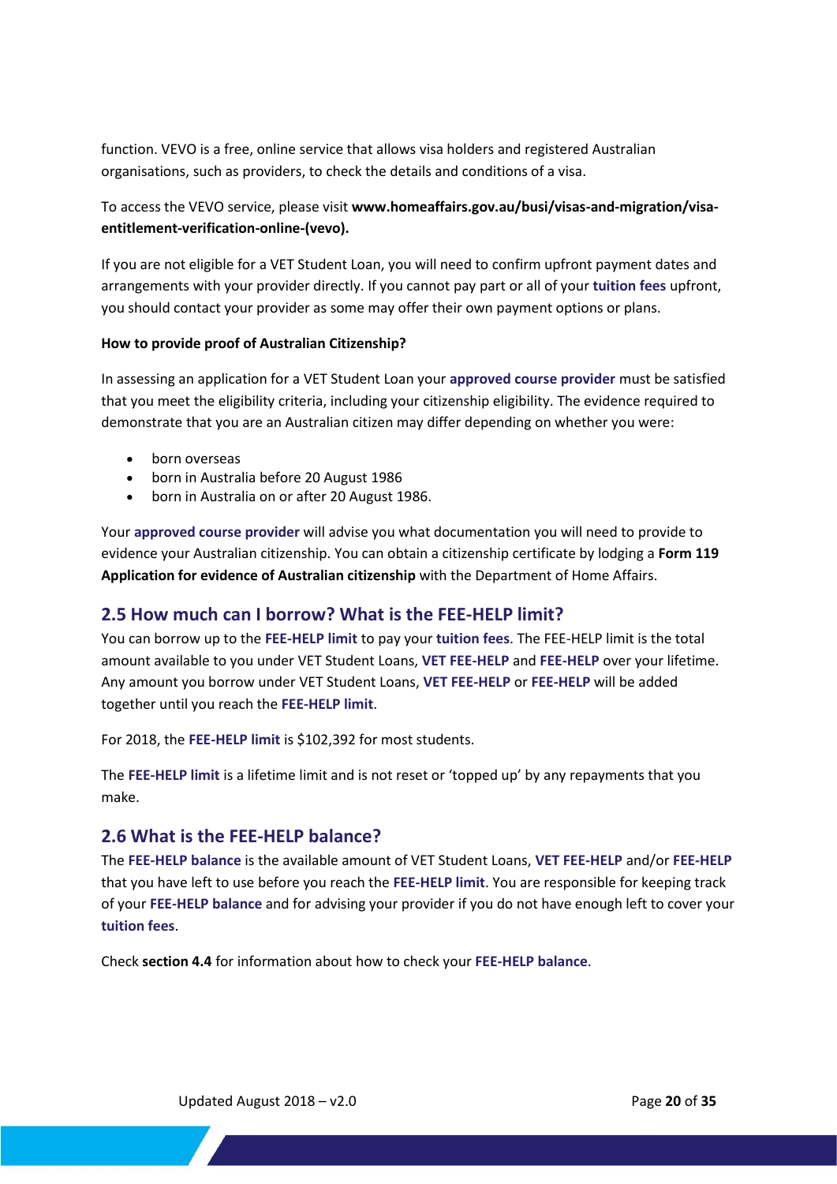function. VEVO is a free, online service that allows visa holders and registered Australian organisations, such as providers, to check the details and conditions of a visa.

To access the VEVO service, please visit **www.homeaffairs.gov.au/busi/visas-and-migration/visa-entitlement-verification-online-(vevo).**

If you are not eligible for a VET Student Loan, you will need to confirm upfront payment dates and arrangements with your provider directly. If you cannot pay part or all of your **tuition fees** upfront, you should contact your provider as some may offer their own payment options or plans.

**How to provide proof of Australian Citizenship?**

In assessing an application for a VET Student Loan your **approved course provider** must be satisfied that you meet the eligibility criteria, including your citizenship eligibility. The evidence required to demonstrate that you are an Australian citizen may differ depending on whether you were:

- born overseas
- born in Australia before 20 August 1986
- born in Australia on or after 20 August 1986.

Your **approved course provider** will advise you what documentation you will need to provide to evidence your Australian citizenship. You can obtain a citizenship certificate by lodging a **Form 119 Application for evidence of Australian citizenship** with the Department of Home Affairs.

## 2.5 How much can I borrow? What is the FEE-HELP limit?

You can borrow up to the **FEE-HELP limit** to pay your **tuition fees**. The FEE-HELP limit is the total amount available to you under VET Student Loans, **VET FEE-HELP** and **FEE-HELP** over your lifetime. Any amount you borrow under VET Student Loans, **VET FEE-HELP** or **FEE-HELP** will be added together until you reach the **FEE-HELP limit**.

For 2018, the **FEE-HELP limit** is $102,392 for most students.

The **FEE-HELP limit** is a lifetime limit and is not reset or 'topped up' by any repayments that you make.

## 2.6 What is the FEE-HELP balance?

The **FEE-HELP balance** is the available amount of VET Student Loans, **VET FEE-HELP** and/or **FEE-HELP** that you have left to use before you reach the **FEE-HELP limit**. You are responsible for keeping track of your **FEE-HELP balance** and for advising your provider if you do not have enough left to cover your **tuition fees**.

Check **section 4.4** for information about how to check your **FEE-HELP balance**.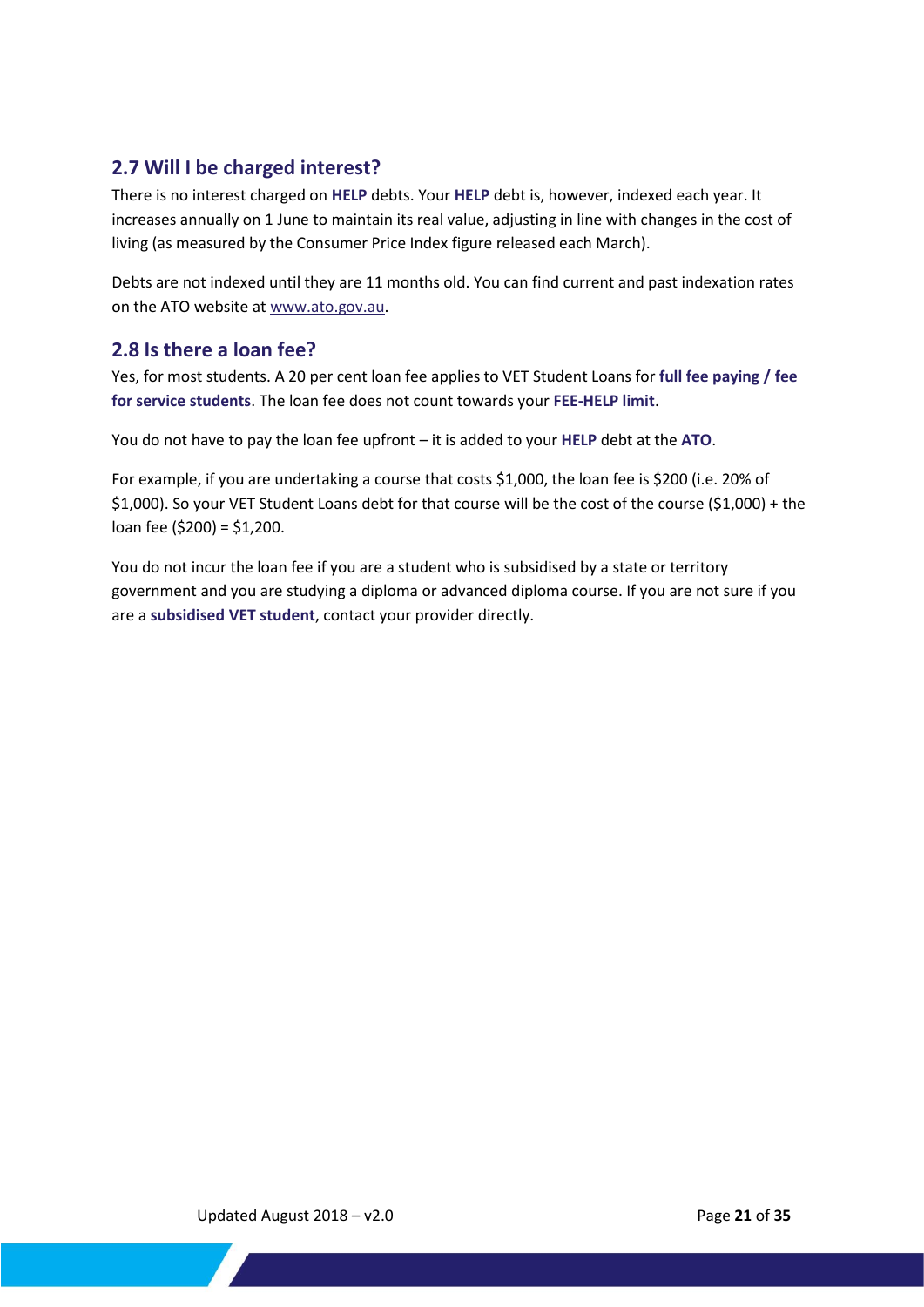## 2.7 Will I be charged interest?

There is no interest charged on **HELP** debts. Your **HELP** debt is, however, indexed each year. It increases annually on 1 June to maintain its real value, adjusting in line with changes in the cost of living (as measured by the Consumer Price Index figure released each March).

Debts are not indexed until they are 11 months old. You can find current and past indexation rates on the ATO website at www.ato.gov.au.

## 2.8 Is there a loan fee?

Yes, for most students. A 20 per cent loan fee applies to VET Student Loans for **full fee paying / fee for service students**. The loan fee does not count towards your **FEE-HELP limit**.

You do not have to pay the loan fee upfront – it is added to your **HELP** debt at the **ATO**.

For example, if you are undertaking a course that costs $1,000, the loan fee is $200 (i.e. 20% of $1,000). So your VET Student Loans debt for that course will be the cost of the course ($1,000) + the loan fee ($200) = $1,200.

You do not incur the loan fee if you are a student who is subsidised by a state or territory government and you are studying a diploma or advanced diploma course. If you are not sure if you are a **subsidised VET student**, contact your provider directly.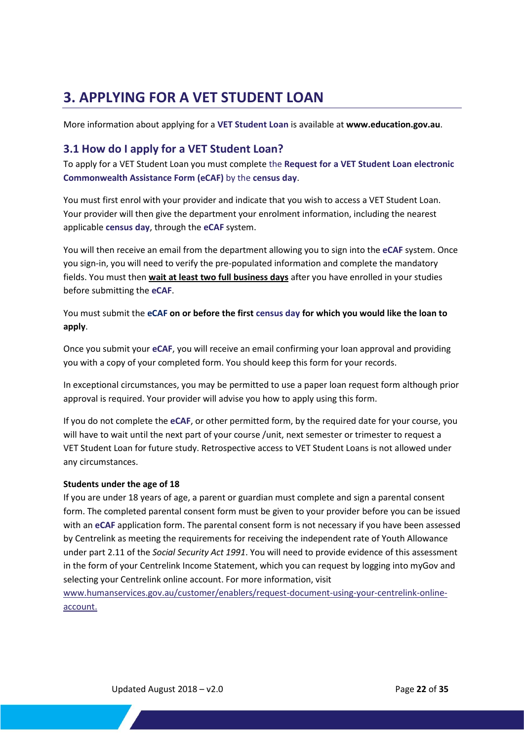# 3. APPLYING FOR A VET STUDENT LOAN

More information about applying for a **VET Student Loan** is available at **www.education.gov.au**.

## 3.1 How do I apply for a VET Student Loan?

To apply for a VET Student Loan you must complete the **Request for a VET Student Loan electronic Commonwealth Assistance Form (eCAF)** by the **census day**.

You must first enrol with your provider and indicate that you wish to access a VET Student Loan. Your provider will then give the department your enrolment information, including the nearest applicable **census day**, through the **eCAF** system.

You will then receive an email from the department allowing you to sign into the **eCAF** system. Once you sign-in, you will need to verify the pre-populated information and complete the mandatory fields. You must then **wait at least two full business days** after you have enrolled in your studies before submitting the **eCAF**.

You must submit the **eCAF on or before the first census day for which you would like the loan to apply**.

Once you submit your **eCAF**, you will receive an email confirming your loan approval and providing you with a copy of your completed form. You should keep this form for your records.

In exceptional circumstances, you may be permitted to use a paper loan request form although prior approval is required. Your provider will advise you how to apply using this form.

If you do not complete the **eCAF**, or other permitted form, by the required date for your course, you will have to wait until the next part of your course /unit, next semester or trimester to request a VET Student Loan for future study. Retrospective access to VET Student Loans is not allowed under any circumstances.

**Students under the age of 18**

If you are under 18 years of age, a parent or guardian must complete and sign a parental consent form. The completed parental consent form must be given to your provider before you can be issued with an **eCAF** application form. The parental consent form is not necessary if you have been assessed by Centrelink as meeting the requirements for receiving the independent rate of Youth Allowance under part 2.11 of the *Social Security Act 1991*. You will need to provide evidence of this assessment in the form of your Centrelink Income Statement, which you can request by logging into myGov and selecting your Centrelink online account. For more information, visit www.humanservices.gov.au/customer/enablers/request-document-using-your-centrelink-online-account.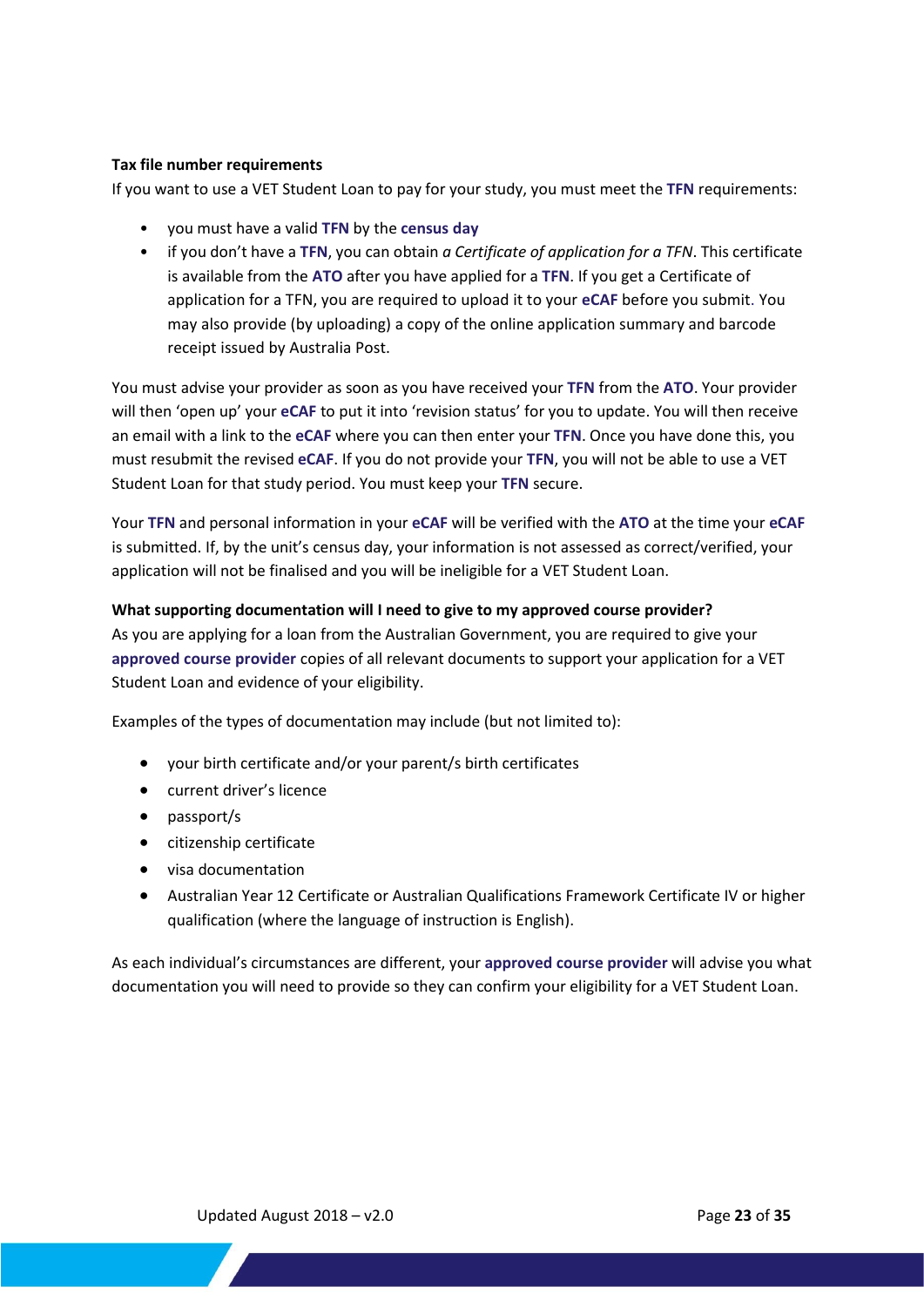**Tax file number requirements**

If you want to use a VET Student Loan to pay for your study, you must meet the **TFN** requirements:

- you must have a valid **TFN** by the **census day**
- if you don't have a **TFN**, you can obtain *a Certificate of application for a TFN*. This certificate is available from the **ATO** after you have applied for a **TFN**. If you get a Certificate of application for a TFN, you are required to upload it to your **eCAF** before you submit. You may also provide (by uploading) a copy of the online application summary and barcode receipt issued by Australia Post.

You must advise your provider as soon as you have received your **TFN** from the **ATO**. Your provider will then 'open up' your **eCAF** to put it into 'revision status' for you to update. You will then receive an email with a link to the **eCAF** where you can then enter your **TFN**. Once you have done this, you must resubmit the revised **eCAF**. If you do not provide your **TFN**, you will not be able to use a VET Student Loan for that study period. You must keep your **TFN** secure.

Your **TFN** and personal information in your **eCAF** will be verified with the **ATO** at the time your **eCAF** is submitted. If, by the unit's census day, your information is not assessed as correct/verified, your application will not be finalised and you will be ineligible for a VET Student Loan.

**What supporting documentation will I need to give to my approved course provider?**

As you are applying for a loan from the Australian Government, you are required to give your **approved course provider** copies of all relevant documents to support your application for a VET Student Loan and evidence of your eligibility.

Examples of the types of documentation may include (but not limited to):

- your birth certificate and/or your parent/s birth certificates
- current driver's licence
- passport/s
- citizenship certificate
- visa documentation
- Australian Year 12 Certificate or Australian Qualifications Framework Certificate IV or higher qualification (where the language of instruction is English).

As each individual's circumstances are different, your **approved course provider** will advise you what documentation you will need to provide so they can confirm your eligibility for a VET Student Loan.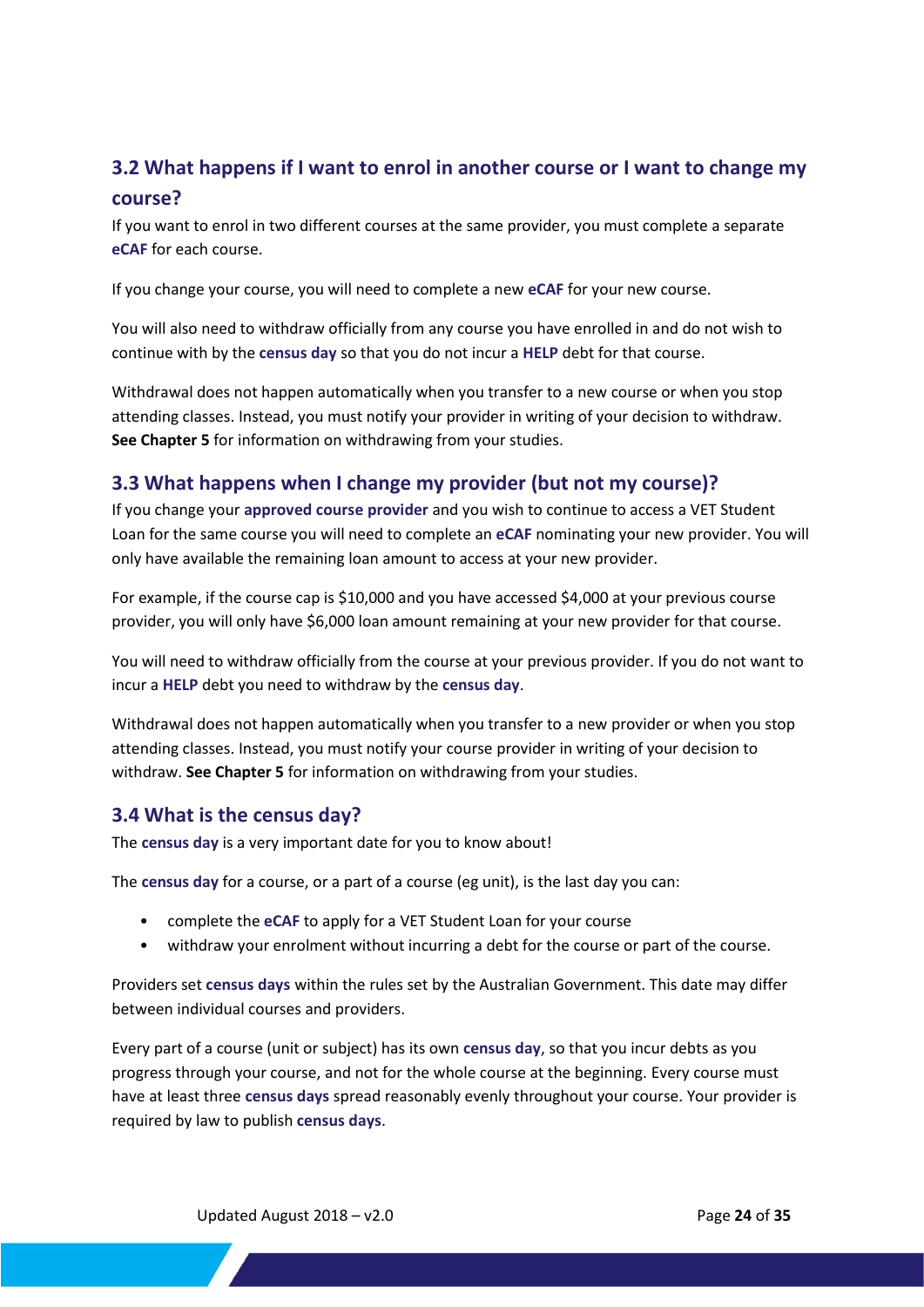## 3.2 What happens if I want to enrol in another course or I want to change my course?

If you want to enrol in two different courses at the same provider, you must complete a separate **eCAF** for each course.

If you change your course, you will need to complete a new **eCAF** for your new course.

You will also need to withdraw officially from any course you have enrolled in and do not wish to continue with by the **census day** so that you do not incur a **HELP** debt for that course.

Withdrawal does not happen automatically when you transfer to a new course or when you stop attending classes. Instead, you must notify your provider in writing of your decision to withdraw. **See Chapter 5** for information on withdrawing from your studies.

## 3.3 What happens when I change my provider (but not my course)?

If you change your **approved course provider** and you wish to continue to access a VET Student Loan for the same course you will need to complete an **eCAF** nominating your new provider. You will only have available the remaining loan amount to access at your new provider.

For example, if the course cap is $10,000 and you have accessed $4,000 at your previous course provider, you will only have $6,000 loan amount remaining at your new provider for that course.

You will need to withdraw officially from the course at your previous provider. If you do not want to incur a **HELP** debt you need to withdraw by the **census day**.

Withdrawal does not happen automatically when you transfer to a new provider or when you stop attending classes. Instead, you must notify your course provider in writing of your decision to withdraw. **See Chapter 5** for information on withdrawing from your studies.

## 3.4 What is the census day?

The **census day** is a very important date for you to know about!

The **census day** for a course, or a part of a course (eg unit), is the last day you can:

- complete the **eCAF** to apply for a VET Student Loan for your course
- withdraw your enrolment without incurring a debt for the course or part of the course.

Providers set **census days** within the rules set by the Australian Government. This date may differ between individual courses and providers.

Every part of a course (unit or subject) has its own **census day**, so that you incur debts as you progress through your course, and not for the whole course at the beginning. Every course must have at least three **census days** spread reasonably evenly throughout your course. Your provider is required by law to publish **census days**.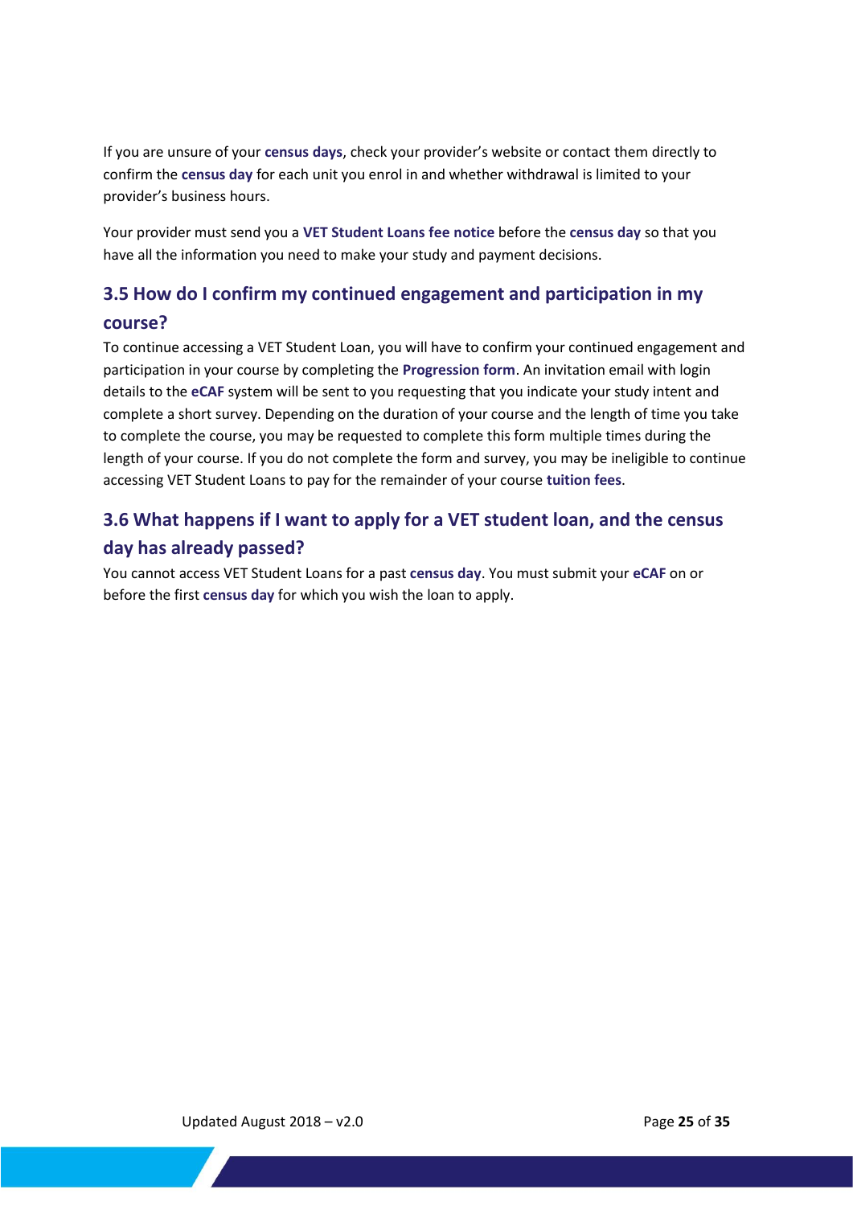If you are unsure of your **census days**, check your provider's website or contact them directly to confirm the **census day** for each unit you enrol in and whether withdrawal is limited to your provider's business hours.

Your provider must send you a **VET Student Loans fee notice** before the **census day** so that you have all the information you need to make your study and payment decisions.

## 3.5 How do I confirm my continued engagement and participation in my course?

To continue accessing a VET Student Loan, you will have to confirm your continued engagement and participation in your course by completing the **Progression form**. An invitation email with login details to the **eCAF** system will be sent to you requesting that you indicate your study intent and complete a short survey. Depending on the duration of your course and the length of time you take to complete the course, you may be requested to complete this form multiple times during the length of your course. If you do not complete the form and survey, you may be ineligible to continue accessing VET Student Loans to pay for the remainder of your course **tuition fees**.

## 3.6 What happens if I want to apply for a VET student loan, and the census day has already passed?

You cannot access VET Student Loans for a past **census day**. You must submit your **eCAF** on or before the first **census day** for which you wish the loan to apply.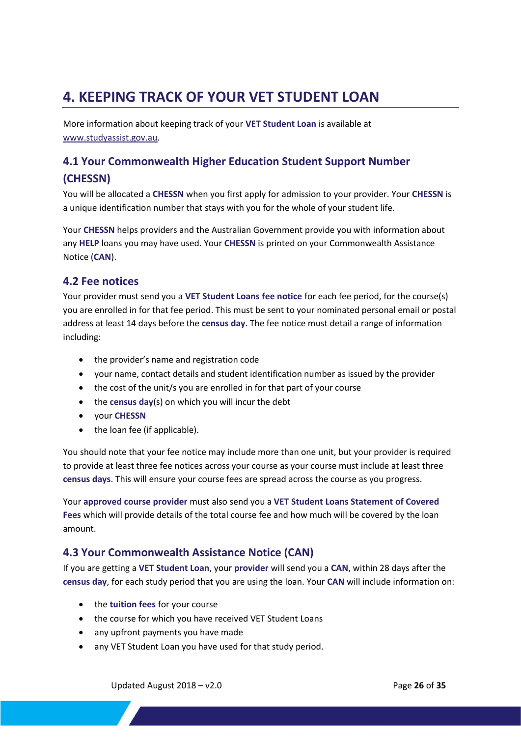# 4. KEEPING TRACK OF YOUR VET STUDENT LOAN

More information about keeping track of your **VET Student Loan** is available at www.studyassist.gov.au.

## 4.1 Your Commonwealth Higher Education Student Support Number (CHESSN)

You will be allocated a **CHESSN** when you first apply for admission to your provider. Your **CHESSN** is a unique identification number that stays with you for the whole of your student life.

Your **CHESSN** helps providers and the Australian Government provide you with information about any **HELP** loans you may have used. Your **CHESSN** is printed on your Commonwealth Assistance Notice (**CAN**).

## 4.2 Fee notices

Your provider must send you a **VET Student Loans fee notice** for each fee period, for the course(s) you are enrolled in for that fee period. This must be sent to your nominated personal email or postal address at least 14 days before the **census day**. The fee notice must detail a range of information including:

- the provider's name and registration code
- your name, contact details and student identification number as issued by the provider
- the cost of the unit/s you are enrolled in for that part of your course
- the **census day**(s) on which you will incur the debt
- your **CHESSN**
- the loan fee (if applicable).

You should note that your fee notice may include more than one unit, but your provider is required to provide at least three fee notices across your course as your course must include at least three **census days**. This will ensure your course fees are spread across the course as you progress.

Your **approved course provider** must also send you a **VET Student Loans Statement of Covered Fees** which will provide details of the total course fee and how much will be covered by the loan amount.

## 4.3 Your Commonwealth Assistance Notice (CAN)

If you are getting a **VET Student Loan**, your **provider** will send you a **CAN**, within 28 days after the **census day**, for each study period that you are using the loan. Your **CAN** will include information on:

- the **tuition fees** for your course
- the course for which you have received VET Student Loans
- any upfront payments you have made
- any VET Student Loan you have used for that study period.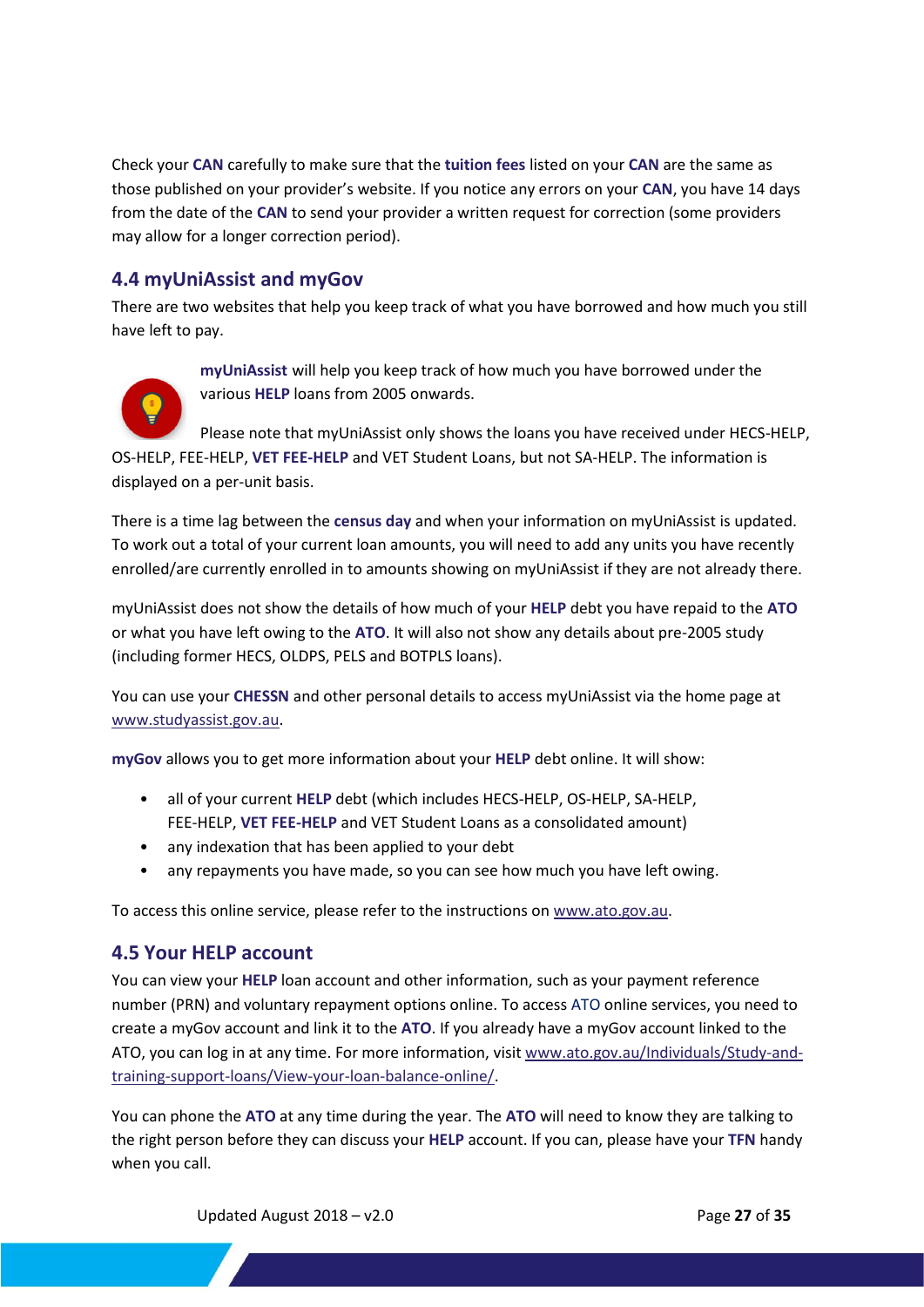Check your **CAN** carefully to make sure that the **tuition fees** listed on your **CAN** are the same as those published on your provider's website. If you notice any errors on your **CAN**, you have 14 days from the date of the **CAN** to send your provider a written request for correction (some providers may allow for a longer correction period).

## 4.4 myUniAssist and myGov

There are two websites that help you keep track of what you have borrowed and how much you still have left to pay.

**myUniAssist** will help you keep track of how much you have borrowed under the various **HELP** loans from 2005 onwards.

Please note that myUniAssist only shows the loans you have received under HECS-HELP, OS-HELP, FEE-HELP, **VET FEE-HELP** and VET Student Loans, but not SA-HELP. The information is displayed on a per-unit basis.

There is a time lag between the **census day** and when your information on myUniAssist is updated. To work out a total of your current loan amounts, you will need to add any units you have recently enrolled/are currently enrolled in to amounts showing on myUniAssist if they are not already there.

myUniAssist does not show the details of how much of your **HELP** debt you have repaid to the **ATO** or what you have left owing to the **ATO**. It will also not show any details about pre-2005 study (including former HECS, OLDPS, PELS and BOTPLS loans).

You can use your **CHESSN** and other personal details to access myUniAssist via the home page at www.studyassist.gov.au.

**myGov** allows you to get more information about your **HELP** debt online. It will show:

- all of your current **HELP** debt (which includes HECS-HELP, OS-HELP, SA-HELP, FEE-HELP, **VET FEE-HELP** and VET Student Loans as a consolidated amount)
- any indexation that has been applied to your debt
- any repayments you have made, so you can see how much you have left owing.

To access this online service, please refer to the instructions on www.ato.gov.au.

## 4.5 Your HELP account

You can view your **HELP** loan account and other information, such as your payment reference number (PRN) and voluntary repayment options online. To access ATO online services, you need to create a myGov account and link it to the **ATO**. If you already have a myGov account linked to the ATO, you can log in at any time. For more information, visit www.ato.gov.au/Individuals/Study-and-training-support-loans/View-your-loan-balance-online/.

You can phone the **ATO** at any time during the year. The **ATO** will need to know they are talking to the right person before they can discuss your **HELP** account. If you can, please have your **TFN** handy when you call.

Updated August 2018 – v2.0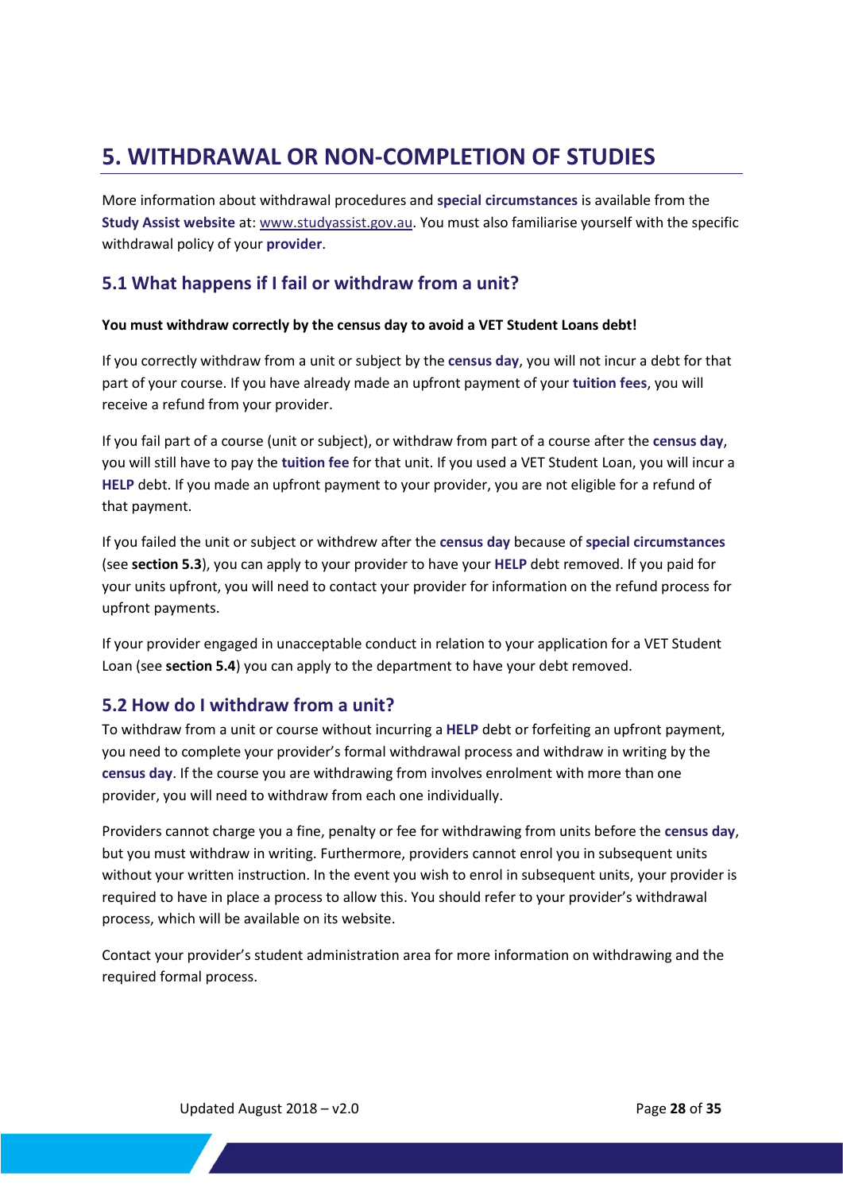# 5. WITHDRAWAL OR NON-COMPLETION OF STUDIES

More information about withdrawal procedures and **special circumstances** is available from the **Study Assist website** at: www.studyassist.gov.au. You must also familiarise yourself with the specific withdrawal policy of your **provider**.

## 5.1 What happens if I fail or withdraw from a unit?

**You must withdraw correctly by the census day to avoid a VET Student Loans debt!**

If you correctly withdraw from a unit or subject by the **census day**, you will not incur a debt for that part of your course. If you have already made an upfront payment of your **tuition fees**, you will receive a refund from your provider.

If you fail part of a course (unit or subject), or withdraw from part of a course after the **census day**, you will still have to pay the **tuition fee** for that unit. If you used a VET Student Loan, you will incur a **HELP** debt. If you made an upfront payment to your provider, you are not eligible for a refund of that payment.

If you failed the unit or subject or withdrew after the **census day** because of **special circumstances** (see **section 5.3**), you can apply to your provider to have your **HELP** debt removed. If you paid for your units upfront, you will need to contact your provider for information on the refund process for upfront payments.

If your provider engaged in unacceptable conduct in relation to your application for a VET Student Loan (see **section 5.4**) you can apply to the department to have your debt removed.

## 5.2 How do I withdraw from a unit?

To withdraw from a unit or course without incurring a **HELP** debt or forfeiting an upfront payment, you need to complete your provider's formal withdrawal process and withdraw in writing by the **census day**. If the course you are withdrawing from involves enrolment with more than one provider, you will need to withdraw from each one individually.

Providers cannot charge you a fine, penalty or fee for withdrawing from units before the **census day**, but you must withdraw in writing. Furthermore, providers cannot enrol you in subsequent units without your written instruction. In the event you wish to enrol in subsequent units, your provider is required to have in place a process to allow this. You should refer to your provider's withdrawal process, which will be available on its website.

Contact your provider's student administration area for more information on withdrawing and the required formal process.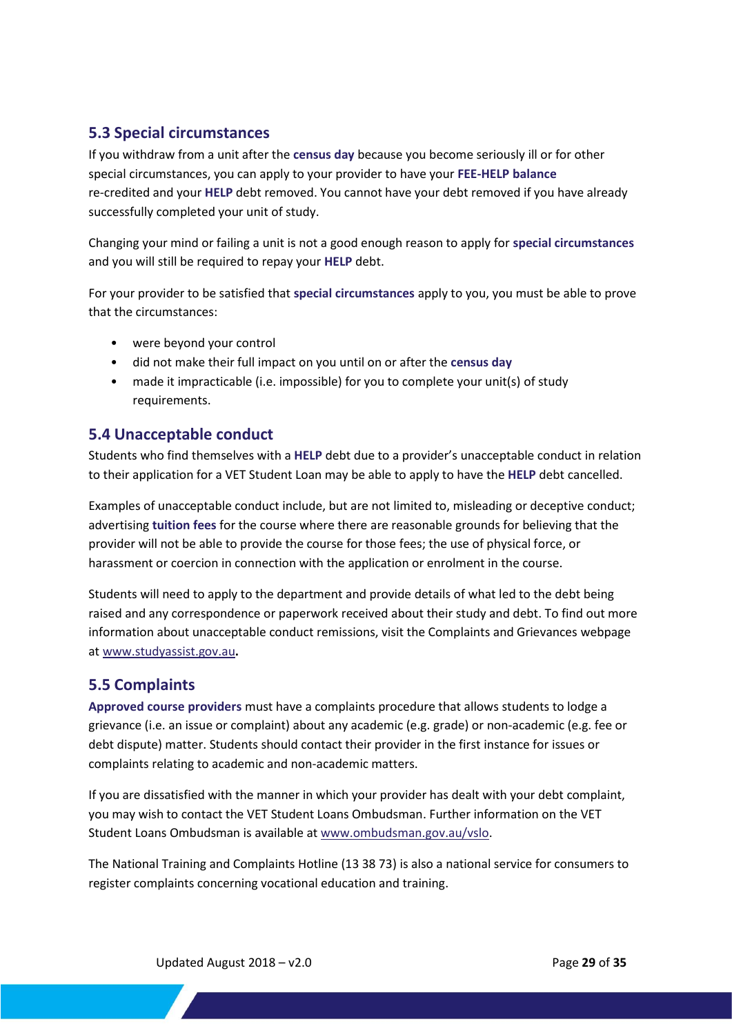## 5.3 Special circumstances

If you withdraw from a unit after the **census day** because you become seriously ill or for other special circumstances, you can apply to your provider to have your **FEE-HELP balance** re-credited and your **HELP** debt removed. You cannot have your debt removed if you have already successfully completed your unit of study.

Changing your mind or failing a unit is not a good enough reason to apply for **special circumstances** and you will still be required to repay your **HELP** debt.

For your provider to be satisfied that **special circumstances** apply to you, you must be able to prove that the circumstances:

- were beyond your control
- did not make their full impact on you until on or after the **census day**
- made it impracticable (i.e. impossible) for you to complete your unit(s) of study requirements.

## 5.4 Unacceptable conduct

Students who find themselves with a **HELP** debt due to a provider's unacceptable conduct in relation to their application for a VET Student Loan may be able to apply to have the **HELP** debt cancelled.

Examples of unacceptable conduct include, but are not limited to, misleading or deceptive conduct; advertising **tuition fees** for the course where there are reasonable grounds for believing that the provider will not be able to provide the course for those fees; the use of physical force, or harassment or coercion in connection with the application or enrolment in the course.

Students will need to apply to the department and provide details of what led to the debt being raised and any correspondence or paperwork received about their study and debt. To find out more information about unacceptable conduct remissions, visit the Complaints and Grievances webpage at www.studyassist.gov.au**.**

## 5.5 Complaints

**Approved course providers** must have a complaints procedure that allows students to lodge a grievance (i.e. an issue or complaint) about any academic (e.g. grade) or non-academic (e.g. fee or debt dispute) matter. Students should contact their provider in the first instance for issues or complaints relating to academic and non-academic matters.

If you are dissatisfied with the manner in which your provider has dealt with your debt complaint, you may wish to contact the VET Student Loans Ombudsman. Further information on the VET Student Loans Ombudsman is available at www.ombudsman.gov.au/vslo.

The National Training and Complaints Hotline (13 38 73) is also a national service for consumers to register complaints concerning vocational education and training.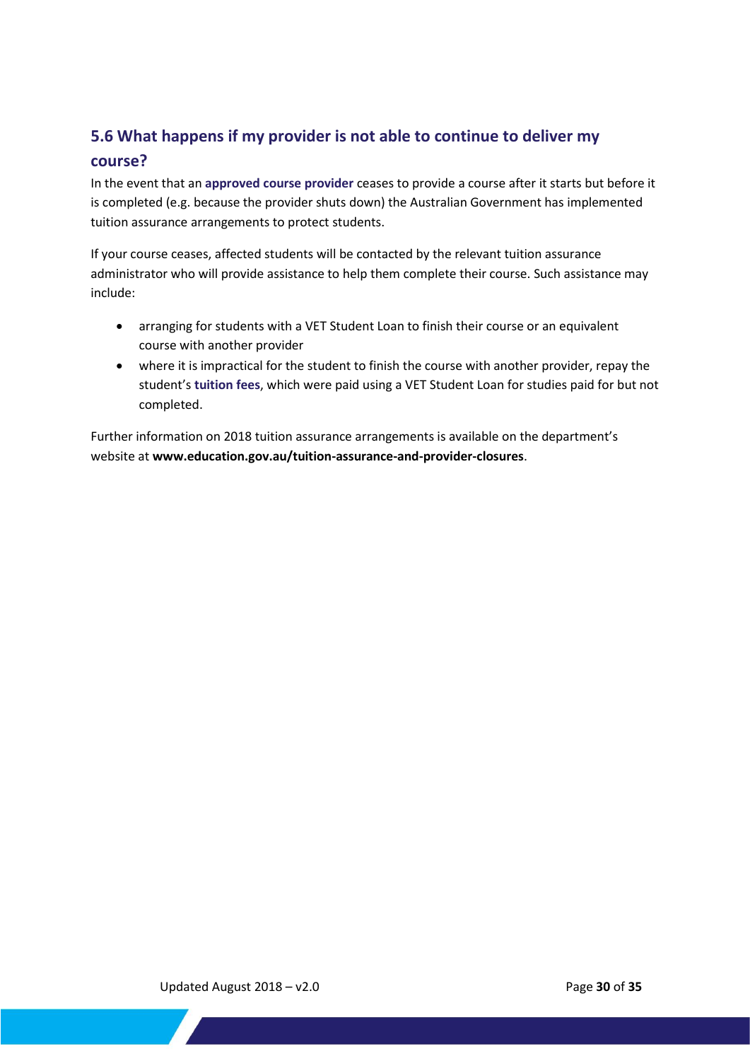## 5.6 What happens if my provider is not able to continue to deliver my course?

In the event that an **approved course provider** ceases to provide a course after it starts but before it is completed (e.g. because the provider shuts down) the Australian Government has implemented tuition assurance arrangements to protect students.

If your course ceases, affected students will be contacted by the relevant tuition assurance administrator who will provide assistance to help them complete their course. Such assistance may include:

- arranging for students with a VET Student Loan to finish their course or an equivalent course with another provider
- where it is impractical for the student to finish the course with another provider, repay the student's **tuition fees**, which were paid using a VET Student Loan for studies paid for but not completed.

Further information on 2018 tuition assurance arrangements is available on the department's website at **www.education.gov.au/tuition-assurance-and-provider-closures**.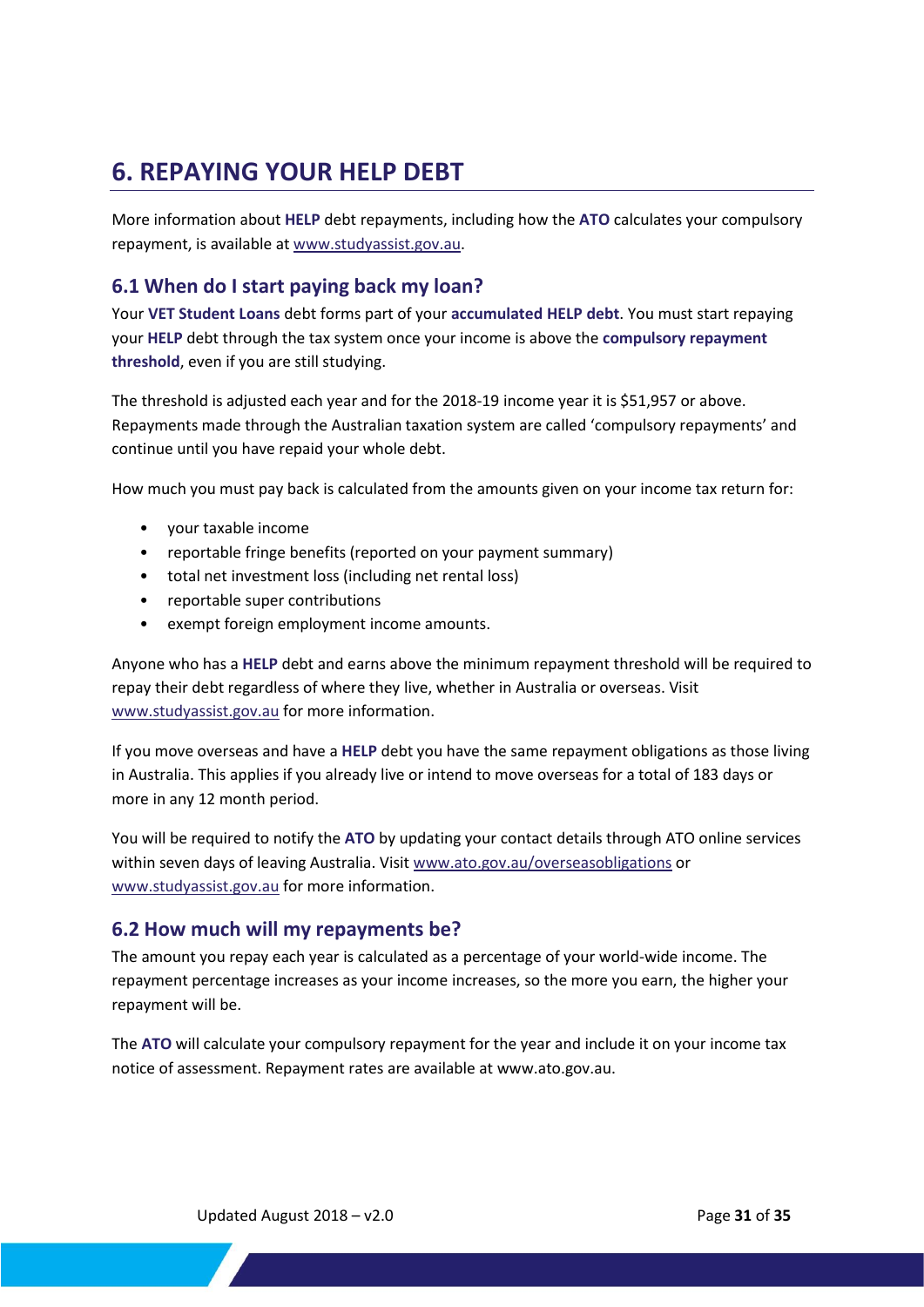# 6. REPAYING YOUR HELP DEBT

More information about **HELP** debt repayments, including how the **ATO** calculates your compulsory repayment, is available at www.studyassist.gov.au.

## 6.1 When do I start paying back my loan?

Your **VET Student Loans** debt forms part of your **accumulated HELP debt**. You must start repaying your **HELP** debt through the tax system once your income is above the **compulsory repayment threshold**, even if you are still studying.

The threshold is adjusted each year and for the 2018-19 income year it is $51,957 or above. Repayments made through the Australian taxation system are called ‘compulsory repayments’ and continue until you have repaid your whole debt.

How much you must pay back is calculated from the amounts given on your income tax return for:

- your taxable income
- reportable fringe benefits (reported on your payment summary)
- total net investment loss (including net rental loss)
- reportable super contributions
- exempt foreign employment income amounts.

Anyone who has a **HELP** debt and earns above the minimum repayment threshold will be required to repay their debt regardless of where they live, whether in Australia or overseas. Visit www.studyassist.gov.au for more information.

If you move overseas and have a **HELP** debt you have the same repayment obligations as those living in Australia. This applies if you already live or intend to move overseas for a total of 183 days or more in any 12 month period.

You will be required to notify the **ATO** by updating your contact details through ATO online services within seven days of leaving Australia. Visit www.ato.gov.au/overseasobligations or www.studyassist.gov.au for more information.

## 6.2 How much will my repayments be?

The amount you repay each year is calculated as a percentage of your world-wide income. The repayment percentage increases as your income increases, so the more you earn, the higher your repayment will be.

The **ATO** will calculate your compulsory repayment for the year and include it on your income tax notice of assessment. Repayment rates are available at www.ato.gov.au.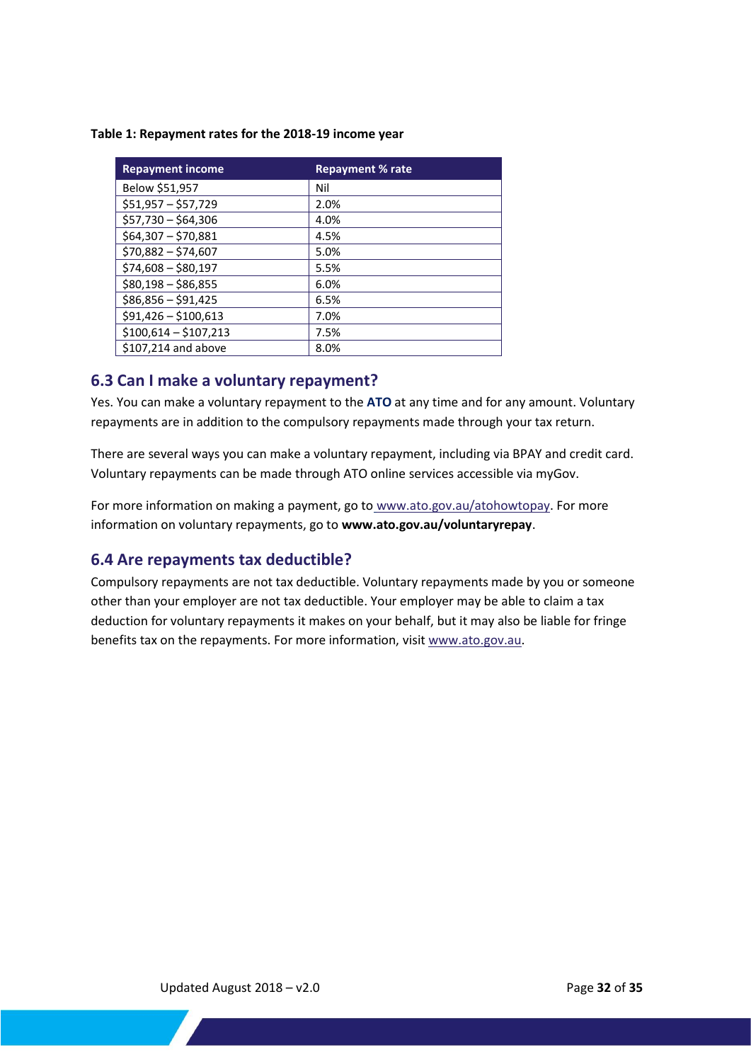**Table 1: Repayment rates for the 2018-19 income year**

| Repayment income | Repayment % rate |
|---|---|
| Below $51,957 | Nil |
| $51,957 – $57,729 | 2.0% |
| $57,730 – $64,306 | 4.0% |
| $64,307 – $70,881 | 4.5% |
| $70,882 – $74,607 | 5.0% |
| $74,608 – $80,197 | 5.5% |
| $80,198 – $86,855 | 6.0% |
| $86,856 – $91,425 | 6.5% |
| $91,426 – $100,613 | 7.0% |
| $100,614 – $107,213 | 7.5% |
| $107,214 and above | 8.0% |

## 6.3 Can I make a voluntary repayment?

Yes. You can make a voluntary repayment to the **ATO** at any time and for any amount. Voluntary repayments are in addition to the compulsory repayments made through your tax return.

There are several ways you can make a voluntary repayment, including via BPAY and credit card. Voluntary repayments can be made through ATO online services accessible via myGov.

For more information on making a payment, go to www.ato.gov.au/atohowtopay. For more information on voluntary repayments, go to **www.ato.gov.au/voluntaryrepay**.

## 6.4 Are repayments tax deductible?

Compulsory repayments are not tax deductible. Voluntary repayments made by you or someone other than your employer are not tax deductible. Your employer may be able to claim a tax deduction for voluntary repayments it makes on your behalf, but it may also be liable for fringe benefits tax on the repayments. For more information, visit www.ato.gov.au.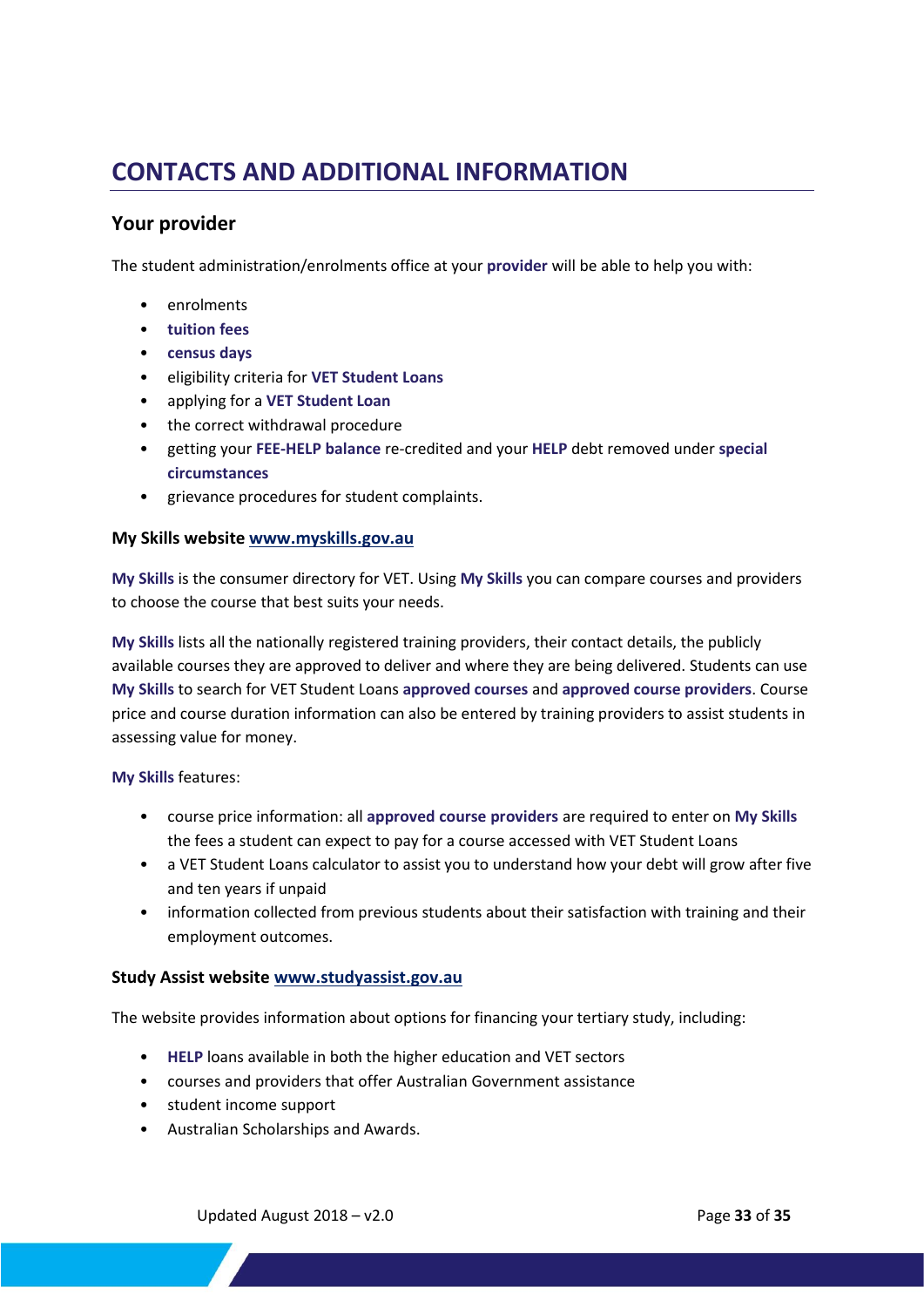# CONTACTS AND ADDITIONAL INFORMATION

## Your provider

The student administration/enrolments office at your **provider** will be able to help you with:

- enrolments
- **tuition fees**
- **census days**
- eligibility criteria for **VET Student Loans**
- applying for a **VET Student Loan**
- the correct withdrawal procedure
- getting your **FEE-HELP balance** re-credited and your **HELP** debt removed under **special circumstances**
- grievance procedures for student complaints.

### My Skills website www.myskills.gov.au

**My Skills** is the consumer directory for VET. Using **My Skills** you can compare courses and providers to choose the course that best suits your needs.

**My Skills** lists all the nationally registered training providers, their contact details, the publicly available courses they are approved to deliver and where they are being delivered. Students can use **My Skills** to search for VET Student Loans **approved courses** and **approved course providers**. Course price and course duration information can also be entered by training providers to assist students in assessing value for money.

**My Skills** features:

- course price information: all **approved course providers** are required to enter on **My Skills** the fees a student can expect to pay for a course accessed with VET Student Loans
- a VET Student Loans calculator to assist you to understand how your debt will grow after five and ten years if unpaid
- information collected from previous students about their satisfaction with training and their employment outcomes.

### Study Assist website www.studyassist.gov.au

The website provides information about options for financing your tertiary study, including:

- **HELP** loans available in both the higher education and VET sectors
- courses and providers that offer Australian Government assistance
- student income support
- Australian Scholarships and Awards.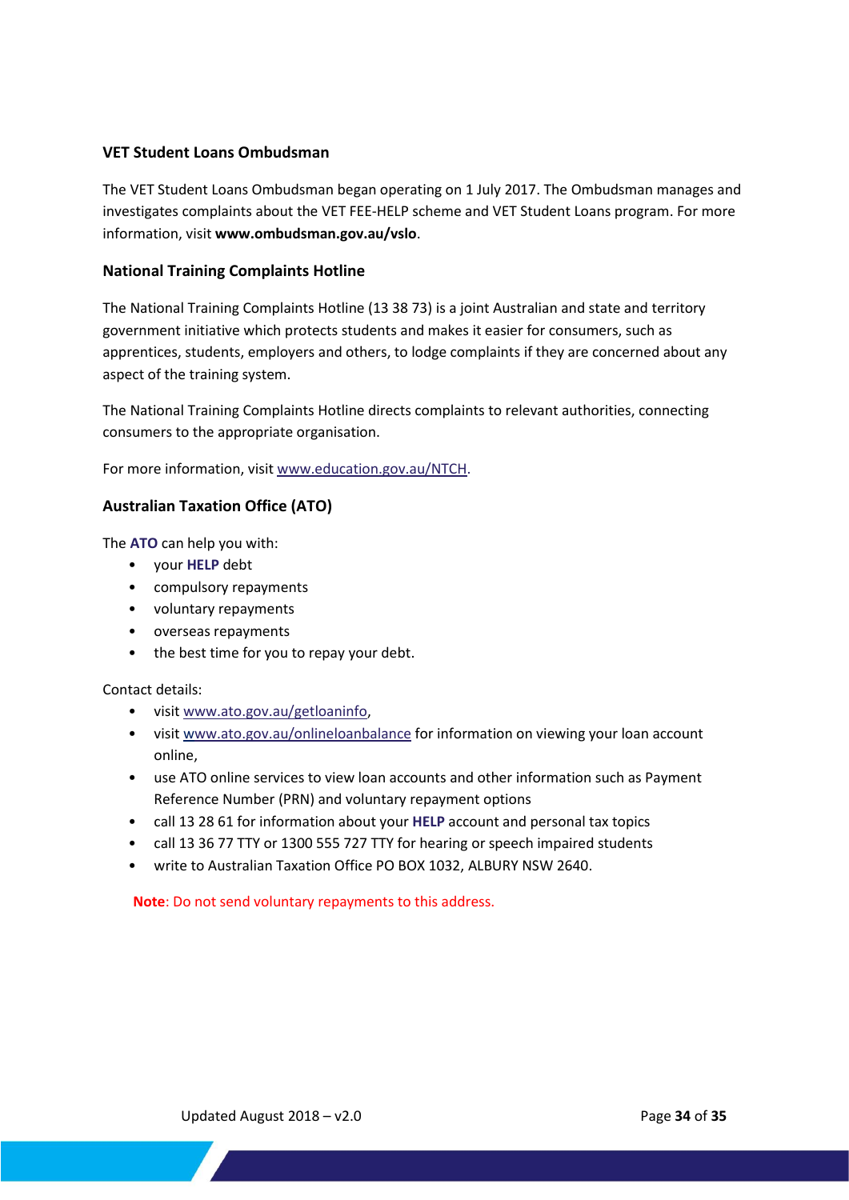### VET Student Loans Ombudsman

The VET Student Loans Ombudsman began operating on 1 July 2017. The Ombudsman manages and investigates complaints about the VET FEE-HELP scheme and VET Student Loans program. For more information, visit **www.ombudsman.gov.au/vslo**.

### National Training Complaints Hotline

The National Training Complaints Hotline (13 38 73) is a joint Australian and state and territory government initiative which protects students and makes it easier for consumers, such as apprentices, students, employers and others, to lodge complaints if they are concerned about any aspect of the training system.

The National Training Complaints Hotline directs complaints to relevant authorities, connecting consumers to the appropriate organisation.

For more information, visit www.education.gov.au/NTCH.

### Australian Taxation Office (ATO)

The **ATO** can help you with:

- your **HELP** debt
- compulsory repayments
- voluntary repayments
- overseas repayments
- the best time for you to repay your debt.

Contact details:

- visit www.ato.gov.au/getloaninfo,
- visit www.ato.gov.au/onlineloanbalance for information on viewing your loan account online,
- use ATO online services to view loan accounts and other information such as Payment Reference Number (PRN) and voluntary repayment options
- call 13 28 61 for information about your **HELP** account and personal tax topics
- call 13 36 77 TTY or 1300 555 727 TTY for hearing or speech impaired students
- write to Australian Taxation Office PO BOX 1032, ALBURY NSW 2640.

**Note**: Do not send voluntary repayments to this address.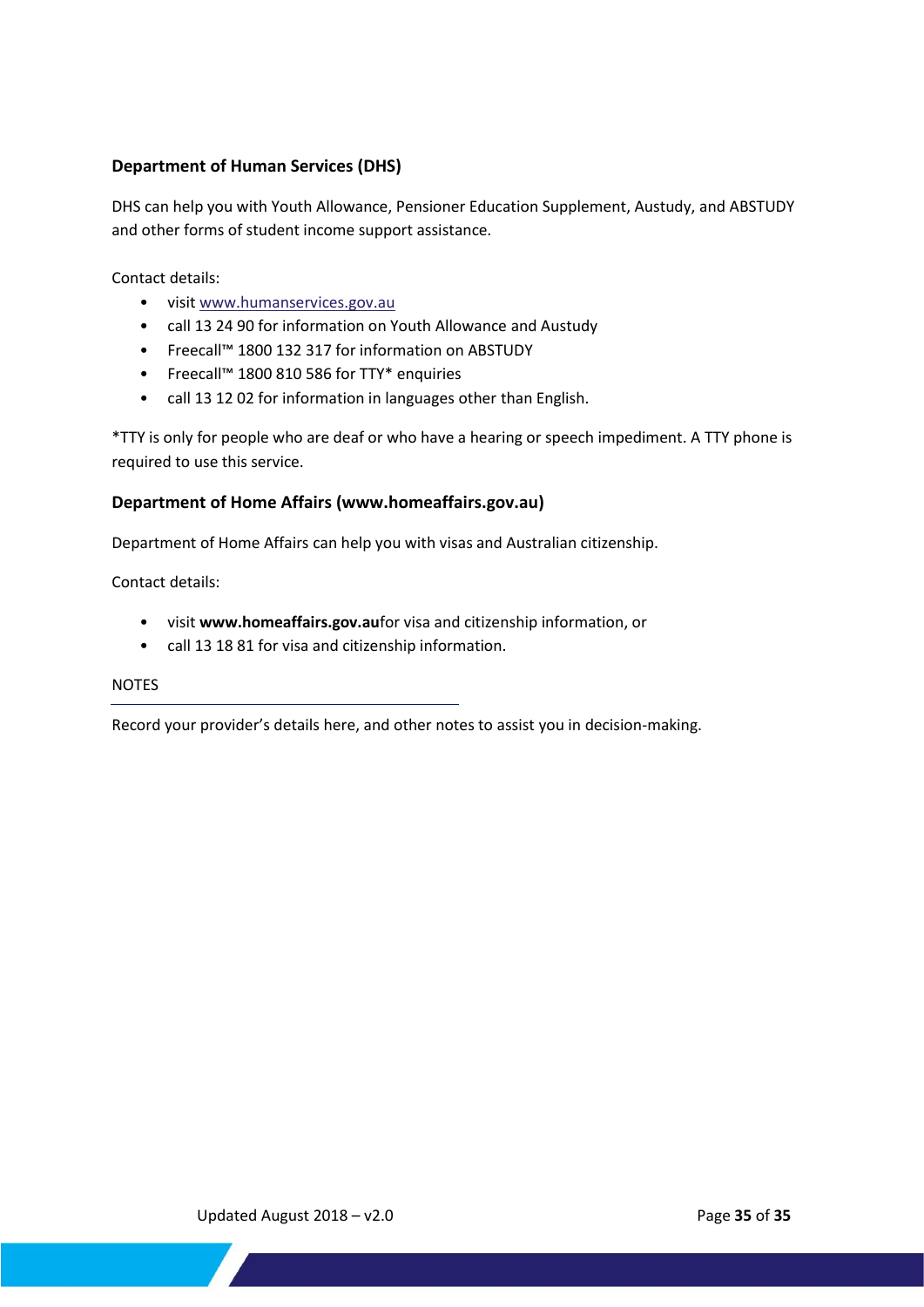### Department of Human Services (DHS)

DHS can help you with Youth Allowance, Pensioner Education Supplement, Austudy, and ABSTUDY and other forms of student income support assistance.

Contact details:

- visit www.humanservices.gov.au
- call 13 24 90 for information on Youth Allowance and Austudy
- Freecall™ 1800 132 317 for information on ABSTUDY
- Freecall™ 1800 810 586 for TTY* enquiries
- call 13 12 02 for information in languages other than English.

*TTY is only for people who are deaf or who have a hearing or speech impediment. A TTY phone is required to use this service.

### Department of Home Affairs (www.homeaffairs.gov.au)

Department of Home Affairs can help you with visas and Australian citizenship.

Contact details:

- visit **www.homeaffairs.gov.au**for visa and citizenship information, or
- call 13 18 81 for visa and citizenship information.

NOTES

Record your provider's details here, and other notes to assist you in decision-making.